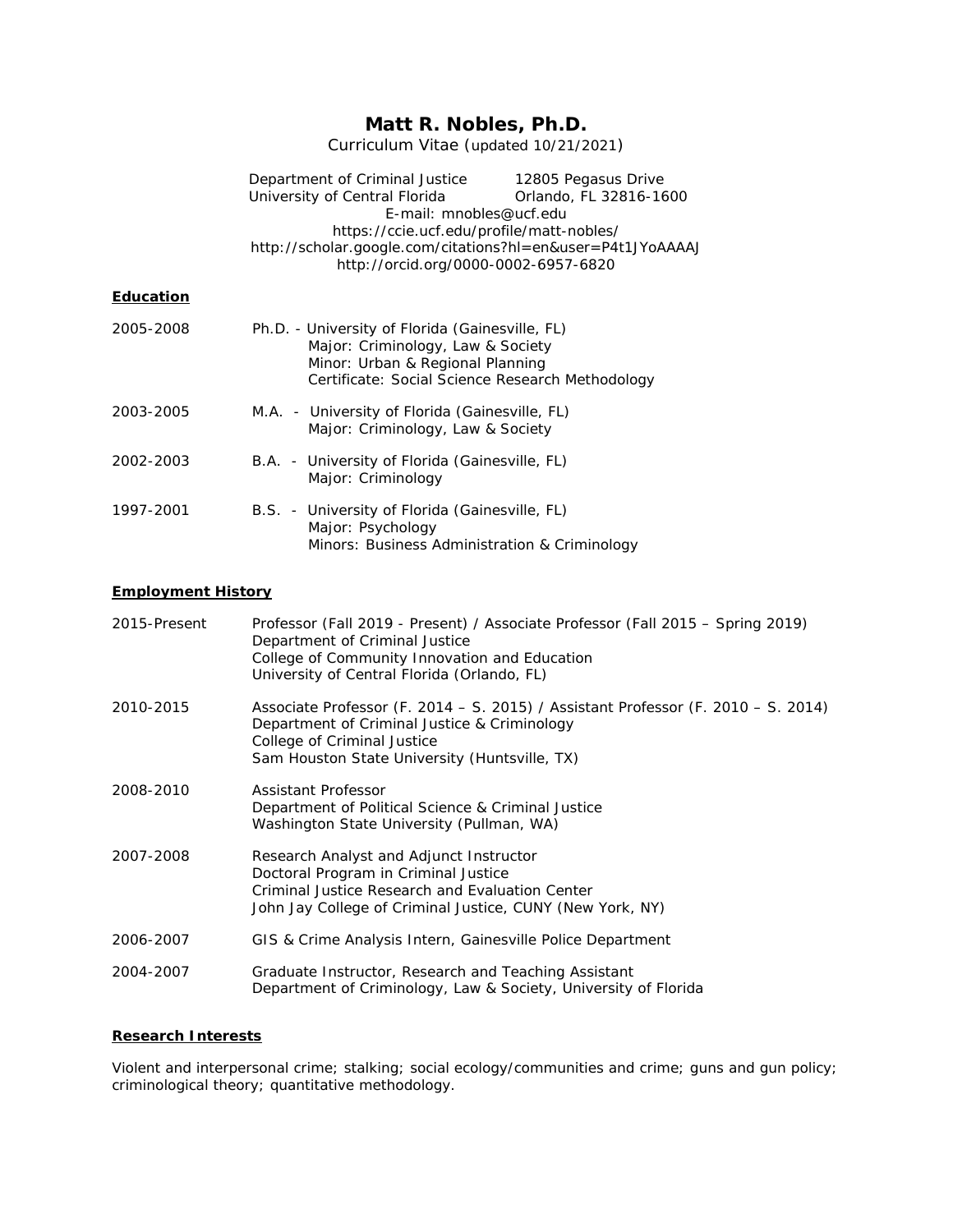# Matt R. Nobles, Ph.D.

Curriculum Vitae (updated 10/21/2021)

Department of Criminal Justice
University of Central Florida
12805 Pegasus Drive
Orlando, FL 32816-1600
E-mail: mnobles@ucf.edu
https://ccie.ucf.edu/profile/matt-nobles/
http://scholar.google.com/citations?hl=en&user=P4t1JYoAAAAJ
http://orcid.org/0000-0002-6957-6820

## Education

**2005-2008** Ph.D. - University of Florida (Gainesville, FL)
Major: Criminology, Law & Society
Minor: Urban & Regional Planning
Certificate: Social Science Research Methodology

**2003-2005** M.A. - University of Florida (Gainesville, FL)
Major: Criminology, Law & Society

**2002-2003** B.A. - University of Florida (Gainesville, FL)
Major: Criminology

**1997-2001** B.S. - University of Florida (Gainesville, FL)
Major: Psychology
Minors: Business Administration & Criminology

## Employment History

**2015-Present** Professor (Fall 2019 - Present) / Associate Professor (Fall 2015 – Spring 2019)
Department of Criminal Justice
College of Community Innovation and Education
University of Central Florida (Orlando, FL)

**2010-2015** Associate Professor (F. 2014 – S. 2015) / Assistant Professor (F. 2010 – S. 2014)
Department of Criminal Justice & Criminology
College of Criminal Justice
Sam Houston State University (Huntsville, TX)

**2008-2010** Assistant Professor
Department of Political Science & Criminal Justice
Washington State University (Pullman, WA)

**2007-2008** Research Analyst and Adjunct Instructor
Doctoral Program in Criminal Justice
Criminal Justice Research and Evaluation Center
John Jay College of Criminal Justice, CUNY (New York, NY)

**2006-2007** GIS & Crime Analysis Intern, Gainesville Police Department

**2004-2007** Graduate Instructor, Research and Teaching Assistant
Department of Criminology, Law & Society, University of Florida

## Research Interests

Violent and interpersonal crime; stalking; social ecology/communities and crime; guns and gun policy; criminological theory; quantitative methodology.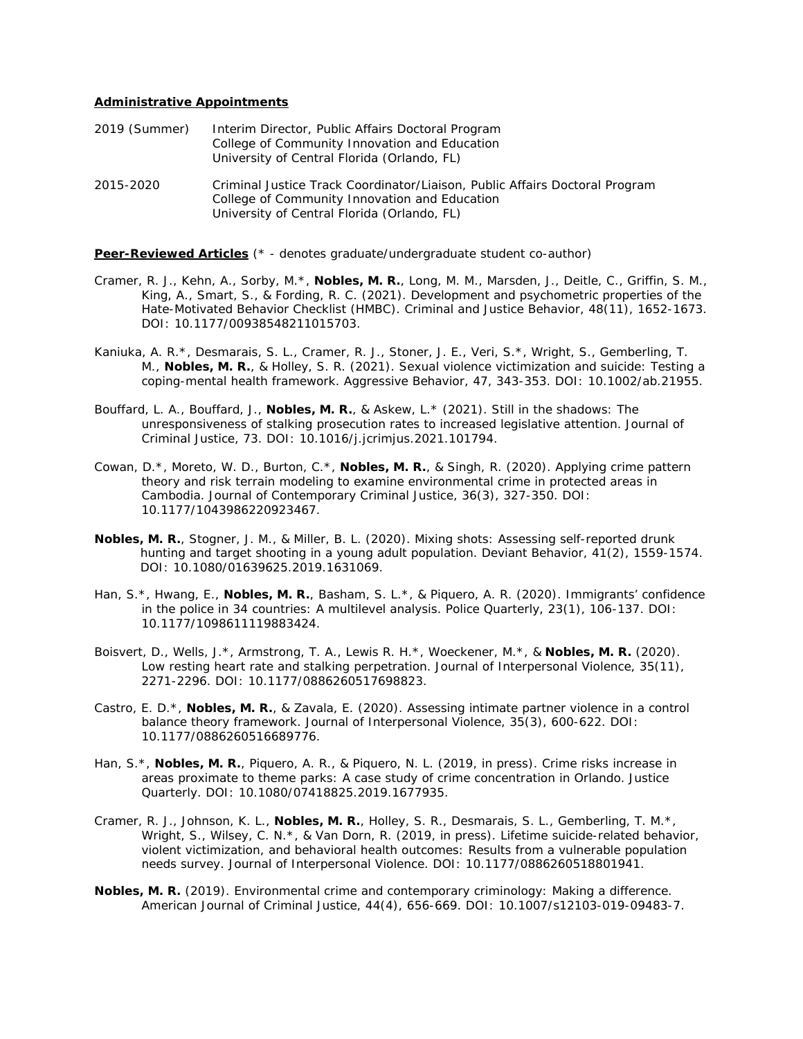**Administrative Appointments**

2019 (Summer) Interim Director, Public Affairs Doctoral Program
College of Community Innovation and Education
University of Central Florida (Orlando, FL)

2015-2020 Criminal Justice Track Coordinator/Liaison, Public Affairs Doctoral Program
College of Community Innovation and Education
University of Central Florida (Orlando, FL)

**Peer-Reviewed Articles** (* - denotes graduate/undergraduate student co-author)

Cramer, R. J., Kehn, A., Sorby, M.*, **Nobles, M. R.**, Long, M. M., Marsden, J., Deitle, C., Griffin, S. M., King, A., Smart, S., & Fording, R. C. (2021). Development and psychometric properties of the Hate-Motivated Behavior Checklist (HMBC). Criminal and Justice Behavior, 48(11), 1652-1673. DOI: 10.1177/00938548211015703.

Kaniuka, A. R.*, Desmarais, S. L., Cramer, R. J., Stoner, J. E., Veri, S.*, Wright, S., Gemberling, T. M., **Nobles, M. R.**, & Holley, S. R. (2021). Sexual violence victimization and suicide: Testing a coping-mental health framework. Aggressive Behavior, 47, 343-353. DOI: 10.1002/ab.21955.

Bouffard, L. A., Bouffard, J., **Nobles, M. R.**, & Askew, L.* (2021). Still in the shadows: The unresponsiveness of stalking prosecution rates to increased legislative attention. Journal of Criminal Justice, 73. DOI: 10.1016/j.jcrimjus.2021.101794.

Cowan, D.*, Moreto, W. D., Burton, C.*, **Nobles, M. R.**, & Singh, R. (2020). Applying crime pattern theory and risk terrain modeling to examine environmental crime in protected areas in Cambodia. Journal of Contemporary Criminal Justice, 36(3), 327-350. DOI: 10.1177/1043986220923467.

**Nobles, M. R.**, Stogner, J. M., & Miller, B. L. (2020). Mixing shots: Assessing self-reported drunk hunting and target shooting in a young adult population. Deviant Behavior, 41(2), 1559-1574. DOI: 10.1080/01639625.2019.1631069.

Han, S.*, Hwang, E., **Nobles, M. R.**, Basham, S. L.*, & Piquero, A. R. (2020). Immigrants' confidence in the police in 34 countries: A multilevel analysis. Police Quarterly, 23(1), 106-137. DOI: 10.1177/1098611119883424.

Boisvert, D., Wells, J.*, Armstrong, T. A., Lewis R. H.*, Woeckener, M.*, & **Nobles, M. R.** (2020). Low resting heart rate and stalking perpetration. Journal of Interpersonal Violence, 35(11), 2271-2296. DOI: 10.1177/0886260517698823.

Castro, E. D.*, **Nobles, M. R.**, & Zavala, E. (2020). Assessing intimate partner violence in a control balance theory framework. Journal of Interpersonal Violence, 35(3), 600-622. DOI: 10.1177/0886260516689776.

Han, S.*, **Nobles, M. R.**, Piquero, A. R., & Piquero, N. L. (2019, in press). Crime risks increase in areas proximate to theme parks: A case study of crime concentration in Orlando. Justice Quarterly. DOI: 10.1080/07418825.2019.1677935.

Cramer, R. J., Johnson, K. L., **Nobles, M. R.**, Holley, S. R., Desmarais, S. L., Gemberling, T. M.*, Wright, S., Wilsey, C. N.*, & Van Dorn, R. (2019, in press). Lifetime suicide-related behavior, violent victimization, and behavioral health outcomes: Results from a vulnerable population needs survey. Journal of Interpersonal Violence. DOI: 10.1177/0886260518801941.

**Nobles, M. R.** (2019). Environmental crime and contemporary criminology: Making a difference. American Journal of Criminal Justice, 44(4), 656-669. DOI: 10.1007/s12103-019-09483-7.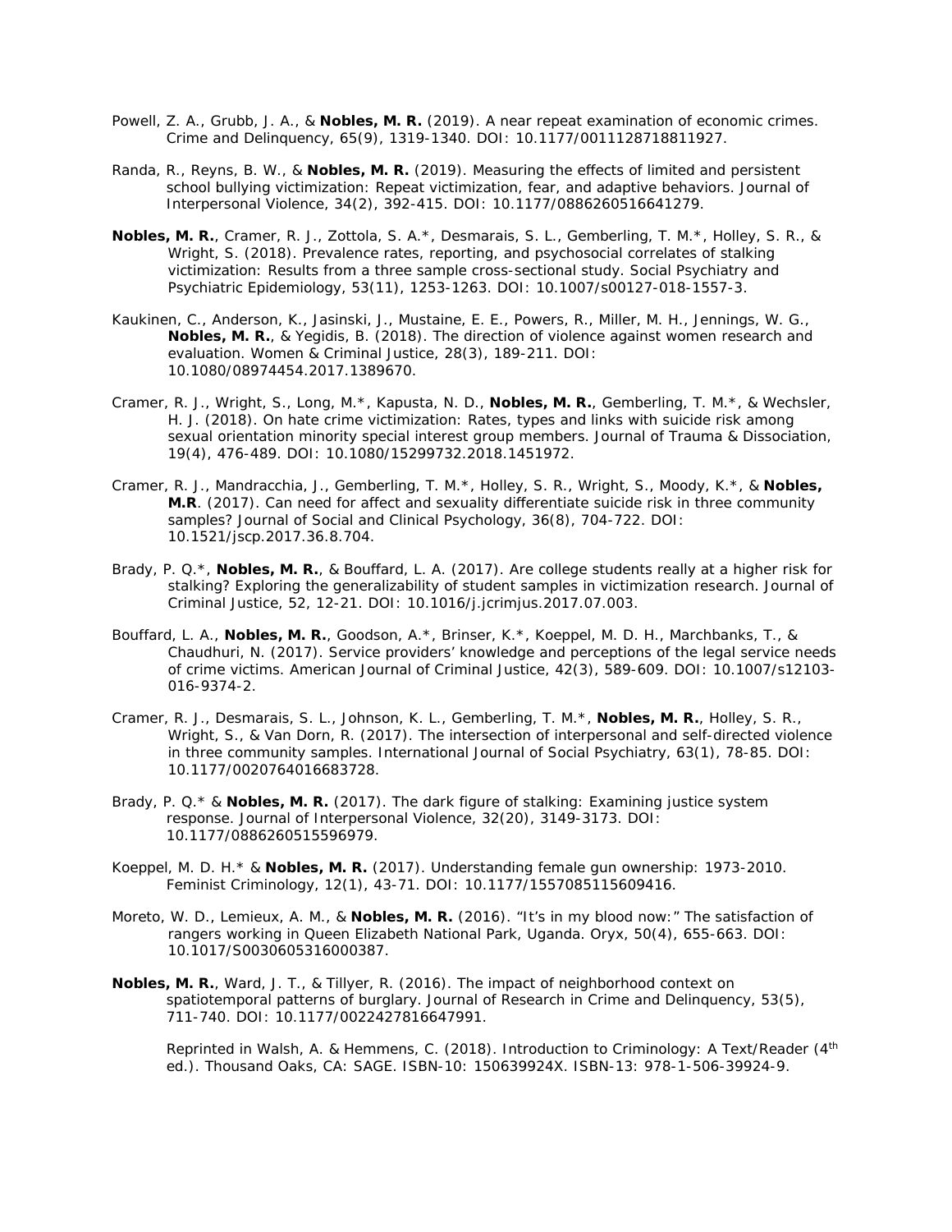Powell, Z. A., Grubb, J. A., & **Nobles, M. R.** (2019). A near repeat examination of economic crimes. *Crime and Delinquency, 65*(9), 1319-1340. DOI: 10.1177/0011128718811927.

Randa, R., Reyns, B. W., & **Nobles, M. R.** (2019). Measuring the effects of limited and persistent school bullying victimization: Repeat victimization, fear, and adaptive behaviors. *Journal of Interpersonal Violence, 34*(2), 392-415. DOI: 10.1177/0886260516641279.

**Nobles, M. R.**, Cramer, R. J., Zottola, S. A.*, Desmarais, S. L., Gemberling, T. M.*, Holley, S. R., & Wright, S. (2018). Prevalence rates, reporting, and psychosocial correlates of stalking victimization: Results from a three sample cross-sectional study. *Social Psychiatry and Psychiatric Epidemiology, 53*(11), 1253-1263. DOI: 10.1007/s00127-018-1557-3.

Kaukinen, C., Anderson, K., Jasinski, J., Mustaine, E. E., Powers, R., Miller, M. H., Jennings, W. G., **Nobles, M. R.**, & Yegidis, B. (2018). The direction of violence against women research and evaluation. *Women & Criminal Justice, 28*(3), 189-211. DOI: 10.1080/08974454.2017.1389670.

Cramer, R. J., Wright, S., Long, M.*, Kapusta, N. D., **Nobles, M. R.**, Gemberling, T. M.*, & Wechsler, H. J. (2018). On hate crime victimization: Rates, types and links with suicide risk among sexual orientation minority special interest group members. *Journal of Trauma & Dissociation, 19*(4), 476-489. DOI: 10.1080/15299732.2018.1451972.

Cramer, R. J., Mandracchia, J., Gemberling, T. M.*, Holley, S. R., Wright, S., Moody, K.*, & **Nobles, M.R**. (2017). Can need for affect and sexuality differentiate suicide risk in three community samples? *Journal of Social and Clinical Psychology, 36*(8), 704-722. DOI: 10.1521/jscp.2017.36.8.704.

Brady, P. Q.*, **Nobles, M. R.**, & Bouffard, L. A. (2017). Are college students really at a higher risk for stalking? Exploring the generalizability of student samples in victimization research. *Journal of Criminal Justice, 52*, 12-21. DOI: 10.1016/j.jcrimjus.2017.07.003.

Bouffard, L. A., **Nobles, M. R.**, Goodson, A.*, Brinser, K.*, Koeppel, M. D. H., Marchbanks, T., & Chaudhuri, N. (2017). Service providers' knowledge and perceptions of the legal service needs of crime victims. *American Journal of Criminal Justice, 42*(3), 589-609. DOI: 10.1007/s12103-016-9374-2.

Cramer, R. J., Desmarais, S. L., Johnson, K. L., Gemberling, T. M.*, **Nobles, M. R.**, Holley, S. R., Wright, S., & Van Dorn, R. (2017). The intersection of interpersonal and self-directed violence in three community samples. *International Journal of Social Psychiatry, 63*(1), 78-85. DOI: 10.1177/0020764016683728.

Brady, P. Q.* & **Nobles, M. R.** (2017). The dark figure of stalking: Examining justice system response. *Journal of Interpersonal Violence, 32*(20), 3149-3173. DOI: 10.1177/0886260515596979.

Koeppel, M. D. H.* & **Nobles, M. R.** (2017). Understanding female gun ownership: 1973-2010. *Feminist Criminology, 12*(1), 43-71. DOI: 10.1177/1557085115609416.

Moreto, W. D., Lemieux, A. M., & **Nobles, M. R.** (2016). "It's in my blood now:" The satisfaction of rangers working in Queen Elizabeth National Park, Uganda. *Oryx, 50*(4), 655-663. DOI: 10.1017/S0030605316000387.

**Nobles, M. R.**, Ward, J. T., & Tillyer, R. (2016). The impact of neighborhood context on spatiotemporal patterns of burglary. *Journal of Research in Crime and Delinquency, 53*(5), 711-740. DOI: 10.1177/0022427816647991.

Reprinted in Walsh, A. & Hemmens, C. (2018). *Introduction to Criminology: A Text/Reader* (4th ed.). Thousand Oaks, CA: SAGE. ISBN-10: 150639924X. ISBN-13: 978-1-506-39924-9.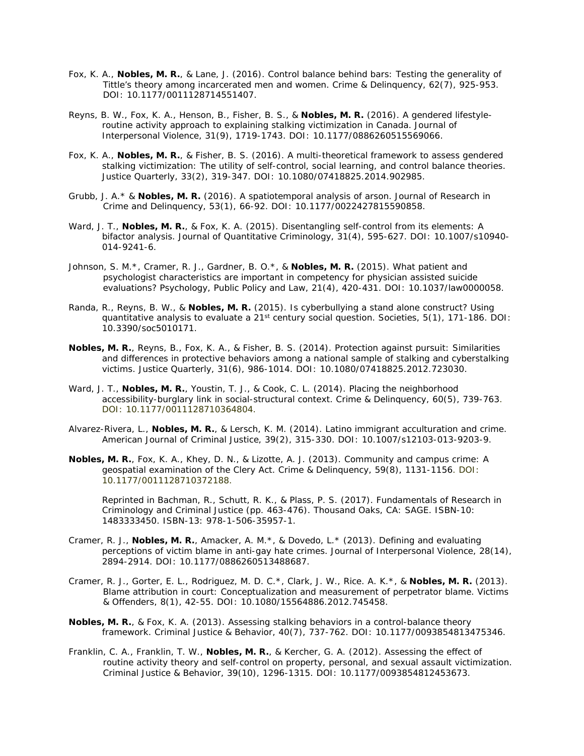Fox, K. A., **Nobles, M. R.**, & Lane, J. (2016). Control balance behind bars: Testing the generality of Tittle's theory among incarcerated men and women. Crime & Delinquency, 62(7), 925-953. DOI: 10.1177/0011128714551407.

Reyns, B. W., Fox, K. A., Henson, B., Fisher, B. S., & **Nobles, M. R.** (2016). A gendered lifestyle-routine activity approach to explaining stalking victimization in Canada. Journal of Interpersonal Violence, 31(9), 1719-1743. DOI: 10.1177/0886260515569066.

Fox, K. A., **Nobles, M. R.**, & Fisher, B. S. (2016). A multi-theoretical framework to assess gendered stalking victimization: The utility of self-control, social learning, and control balance theories. Justice Quarterly, 33(2), 319-347. DOI: 10.1080/07418825.2014.902985.

Grubb, J. A.* & **Nobles, M. R.** (2016). A spatiotemporal analysis of arson. Journal of Research in Crime and Delinquency, 53(1), 66-92. DOI: 10.1177/0022427815590858.

Ward, J. T., **Nobles, M. R.**, & Fox, K. A. (2015). Disentangling self-control from its elements: A bifactor analysis. Journal of Quantitative Criminology, 31(4), 595-627. DOI: 10.1007/s10940-014-9241-6.

Johnson, S. M.*, Cramer, R. J., Gardner, B. O.*, & **Nobles, M. R.** (2015). What patient and psychologist characteristics are important in competency for physician assisted suicide evaluations? Psychology, Public Policy and Law, 21(4), 420-431. DOI: 10.1037/law0000058.

Randa, R., Reyns, B. W., & **Nobles, M. R.** (2015). Is cyberbullying a stand alone construct? Using quantitative analysis to evaluate a 21st century social question. Societies, 5(1), 171-186. DOI: 10.3390/soc5010171.

**Nobles, M. R.**, Reyns, B., Fox, K. A., & Fisher, B. S. (2014). Protection against pursuit: Similarities and differences in protective behaviors among a national sample of stalking and cyberstalking victims. Justice Quarterly, 31(6), 986-1014. DOI: 10.1080/07418825.2012.723030.

Ward, J. T., **Nobles, M. R.**, Youstin, T. J., & Cook, C. L. (2014). Placing the neighborhood accessibility-burglary link in social-structural context. Crime & Delinquency, 60(5), 739-763. DOI: 10.1177/0011128710364804.

Alvarez-Rivera, L., **Nobles, M. R.**, & Lersch, K. M. (2014). Latino immigrant acculturation and crime. American Journal of Criminal Justice, 39(2), 315-330. DOI: 10.1007/s12103-013-9203-9.

**Nobles, M. R.**, Fox, K. A., Khey, D. N., & Lizotte, A. J. (2013). Community and campus crime: A geospatial examination of the Clery Act. Crime & Delinquency, 59(8), 1131-1156. DOI: 10.1177/0011128710372188.

Reprinted in Bachman, R., Schutt, R. K., & Plass, P. S. (2017). Fundamentals of Research in Criminology and Criminal Justice (pp. 463-476). Thousand Oaks, CA: SAGE. ISBN-10: 1483333450. ISBN-13: 978-1-506-35957-1.

Cramer, R. J., **Nobles, M. R.**, Amacker, A. M.*, & Dovedo, L.* (2013). Defining and evaluating perceptions of victim blame in anti-gay hate crimes. Journal of Interpersonal Violence, 28(14), 2894-2914. DOI: 10.1177/0886260513488687.

Cramer, R. J., Gorter, E. L., Rodriguez, M. D. C.*, Clark, J. W., Rice. A. K.*, & **Nobles, M. R.** (2013). Blame attribution in court: Conceptualization and measurement of perpetrator blame. Victims & Offenders, 8(1), 42-55. DOI: 10.1080/15564886.2012.745458.

**Nobles, M. R.**, & Fox, K. A. (2013). Assessing stalking behaviors in a control-balance theory framework. Criminal Justice & Behavior, 40(7), 737-762. DOI: 10.1177/0093854813475346.

Franklin, C. A., Franklin, T. W., **Nobles, M. R.**, & Kercher, G. A. (2012). Assessing the effect of routine activity theory and self-control on property, personal, and sexual assault victimization. Criminal Justice & Behavior, 39(10), 1296-1315. DOI: 10.1177/0093854812453673.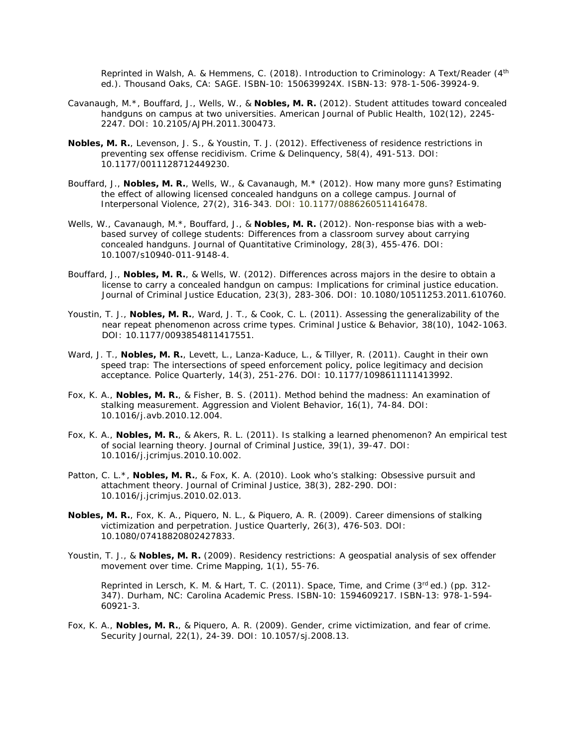Reprinted in Walsh, A. & Hemmens, C. (2018). Introduction to Criminology: A Text/Reader (4th ed.). Thousand Oaks, CA: SAGE. ISBN-10: 150639924X. ISBN-13: 978-1-506-39924-9.

Cavanaugh, M.*, Bouffard, J., Wells, W., & **Nobles, M. R.** (2012). Student attitudes toward concealed handguns on campus at two universities. American Journal of Public Health, 102(12), 2245-2247. DOI: 10.2105/AJPH.2011.300473.

**Nobles, M. R.**, Levenson, J. S., & Youstin, T. J. (2012). Effectiveness of residence restrictions in preventing sex offense recidivism. Crime & Delinquency, 58(4), 491-513. DOI: 10.1177/0011128712449230.

Bouffard, J., **Nobles, M. R.**, Wells, W., & Cavanaugh, M.* (2012). How many more guns? Estimating the effect of allowing licensed concealed handguns on a college campus. Journal of Interpersonal Violence, 27(2), 316-343. DOI: 10.1177/0886260511416478.

Wells, W., Cavanaugh, M.*, Bouffard, J., & **Nobles, M. R.** (2012). Non-response bias with a web-based survey of college students: Differences from a classroom survey about carrying concealed handguns. Journal of Quantitative Criminology, 28(3), 455-476. DOI: 10.1007/s10940-011-9148-4.

Bouffard, J., **Nobles, M. R.**, & Wells, W. (2012). Differences across majors in the desire to obtain a license to carry a concealed handgun on campus: Implications for criminal justice education. Journal of Criminal Justice Education, 23(3), 283-306. DOI: 10.1080/10511253.2011.610760.

Youstin, T. J., **Nobles, M. R.**, Ward, J. T., & Cook, C. L. (2011). Assessing the generalizability of the near repeat phenomenon across crime types. Criminal Justice & Behavior, 38(10), 1042-1063. DOI: 10.1177/0093854811417551.

Ward, J. T., **Nobles, M. R.**, Levett, L., Lanza-Kaduce, L., & Tillyer, R. (2011). Caught in their own speed trap: The intersections of speed enforcement policy, police legitimacy and decision acceptance. Police Quarterly, 14(3), 251-276. DOI: 10.1177/1098611111413992.

Fox, K. A., **Nobles, M. R.**, & Fisher, B. S. (2011). Method behind the madness: An examination of stalking measurement. Aggression and Violent Behavior, 16(1), 74-84. DOI: 10.1016/j.avb.2010.12.004.

Fox, K. A., **Nobles, M. R.**, & Akers, R. L. (2011). Is stalking a learned phenomenon? An empirical test of social learning theory. Journal of Criminal Justice, 39(1), 39-47. DOI: 10.1016/j.jcrimjus.2010.10.002.

Patton, C. L.*, **Nobles, M. R.**, & Fox, K. A. (2010). Look who's stalking: Obsessive pursuit and attachment theory. Journal of Criminal Justice, 38(3), 282-290. DOI: 10.1016/j.jcrimjus.2010.02.013.

**Nobles, M. R.**, Fox, K. A., Piquero, N. L., & Piquero, A. R. (2009). Career dimensions of stalking victimization and perpetration. Justice Quarterly, 26(3), 476-503. DOI: 10.1080/07418820802427833.

Youstin, T. J., & **Nobles, M. R.** (2009). Residency restrictions: A geospatial analysis of sex offender movement over time. Crime Mapping, 1(1), 55-76.

Reprinted in Lersch, K. M. & Hart, T. C. (2011). Space, Time, and Crime (3rd ed.) (pp. 312-347). Durham, NC: Carolina Academic Press. ISBN-10: 1594609217. ISBN-13: 978-1-594-60921-3.

Fox, K. A., **Nobles, M. R.**, & Piquero, A. R. (2009). Gender, crime victimization, and fear of crime. Security Journal, 22(1), 24-39. DOI: 10.1057/sj.2008.13.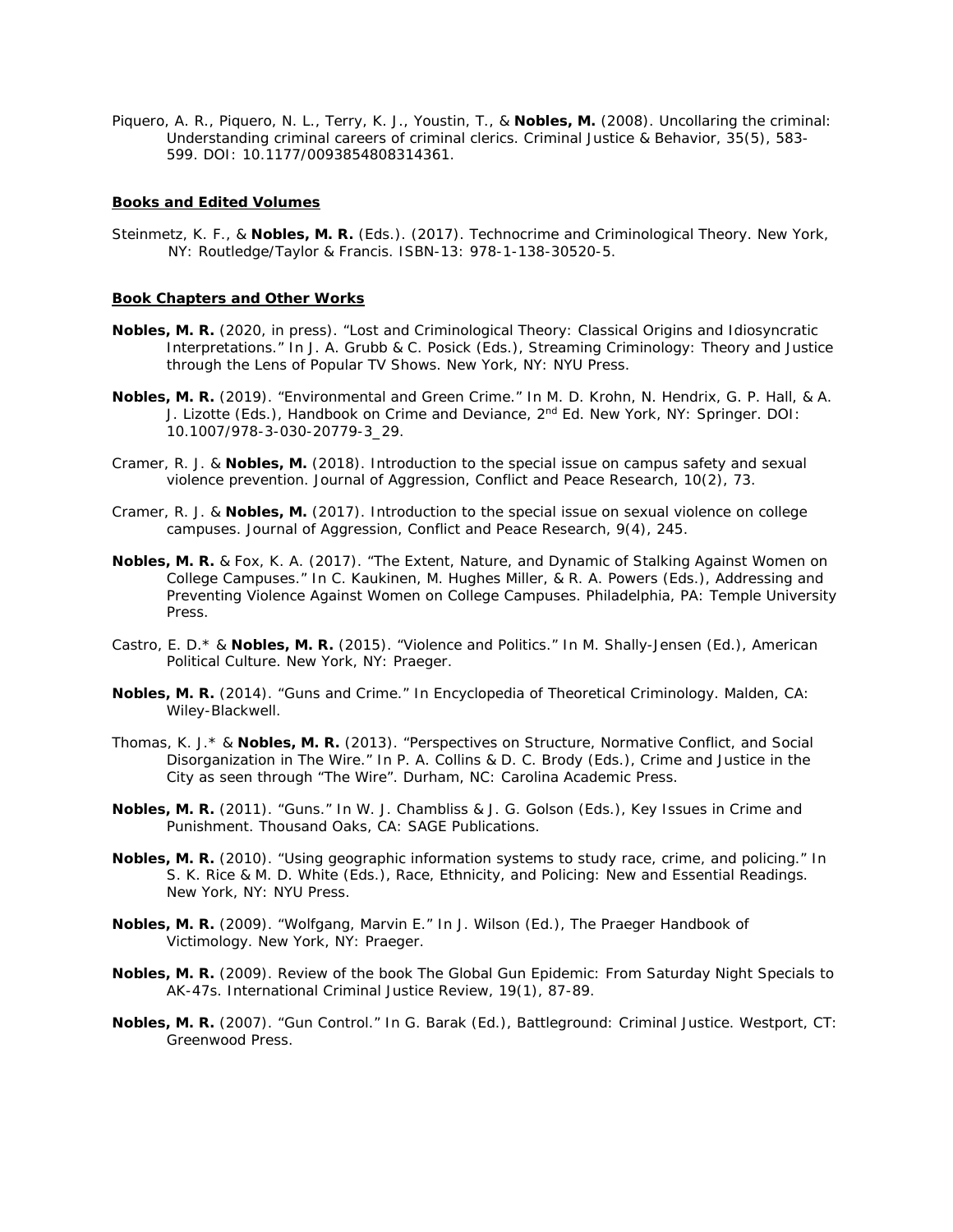Piquero, A. R., Piquero, N. L., Terry, K. J., Youstin, T., & **Nobles, M.** (2008). Uncollaring the criminal: Understanding criminal careers of criminal clerics. Criminal Justice & Behavior, 35(5), 583-599. DOI: 10.1177/0093854808314361.

**Books and Edited Volumes**

Steinmetz, K. F., & **Nobles, M. R.** (Eds.). (2017). Technocrime and Criminological Theory. New York, NY: Routledge/Taylor & Francis. ISBN-13: 978-1-138-30520-5.

**Book Chapters and Other Works**

**Nobles, M. R.** (2020, in press). "Lost and Criminological Theory: Classical Origins and Idiosyncratic Interpretations." In J. A. Grubb & C. Posick (Eds.), Streaming Criminology: Theory and Justice through the Lens of Popular TV Shows. New York, NY: NYU Press.

**Nobles, M. R.** (2019). "Environmental and Green Crime." In M. D. Krohn, N. Hendrix, G. P. Hall, & A. J. Lizotte (Eds.), Handbook on Crime and Deviance, 2nd Ed. New York, NY: Springer. DOI: 10.1007/978-3-030-20779-3_29.

Cramer, R. J. & **Nobles, M.** (2018). Introduction to the special issue on campus safety and sexual violence prevention. Journal of Aggression, Conflict and Peace Research, 10(2), 73.

Cramer, R. J. & **Nobles, M.** (2017). Introduction to the special issue on sexual violence on college campuses. Journal of Aggression, Conflict and Peace Research, 9(4), 245.

**Nobles, M. R.** & Fox, K. A. (2017). "The Extent, Nature, and Dynamic of Stalking Against Women on College Campuses." In C. Kaukinen, M. Hughes Miller, & R. A. Powers (Eds.), Addressing and Preventing Violence Against Women on College Campuses. Philadelphia, PA: Temple University Press.

Castro, E. D.* & **Nobles, M. R.** (2015). "Violence and Politics." In M. Shally-Jensen (Ed.), American Political Culture. New York, NY: Praeger.

**Nobles, M. R.** (2014). "Guns and Crime." In Encyclopedia of Theoretical Criminology. Malden, CA: Wiley-Blackwell.

Thomas, K. J.* & **Nobles, M. R.** (2013). "Perspectives on Structure, Normative Conflict, and Social Disorganization in The Wire." In P. A. Collins & D. C. Brody (Eds.), Crime and Justice in the City as seen through "The Wire". Durham, NC: Carolina Academic Press.

**Nobles, M. R.** (2011). "Guns." In W. J. Chambliss & J. G. Golson (Eds.), Key Issues in Crime and Punishment. Thousand Oaks, CA: SAGE Publications.

**Nobles, M. R.** (2010). "Using geographic information systems to study race, crime, and policing." In S. K. Rice & M. D. White (Eds.), Race, Ethnicity, and Policing: New and Essential Readings. New York, NY: NYU Press.

**Nobles, M. R.** (2009). "Wolfgang, Marvin E." In J. Wilson (Ed.), The Praeger Handbook of Victimology. New York, NY: Praeger.

**Nobles, M. R.** (2009). Review of the book The Global Gun Epidemic: From Saturday Night Specials to AK-47s. International Criminal Justice Review, 19(1), 87-89.

**Nobles, M. R.** (2007). "Gun Control." In G. Barak (Ed.), Battleground: Criminal Justice. Westport, CT: Greenwood Press.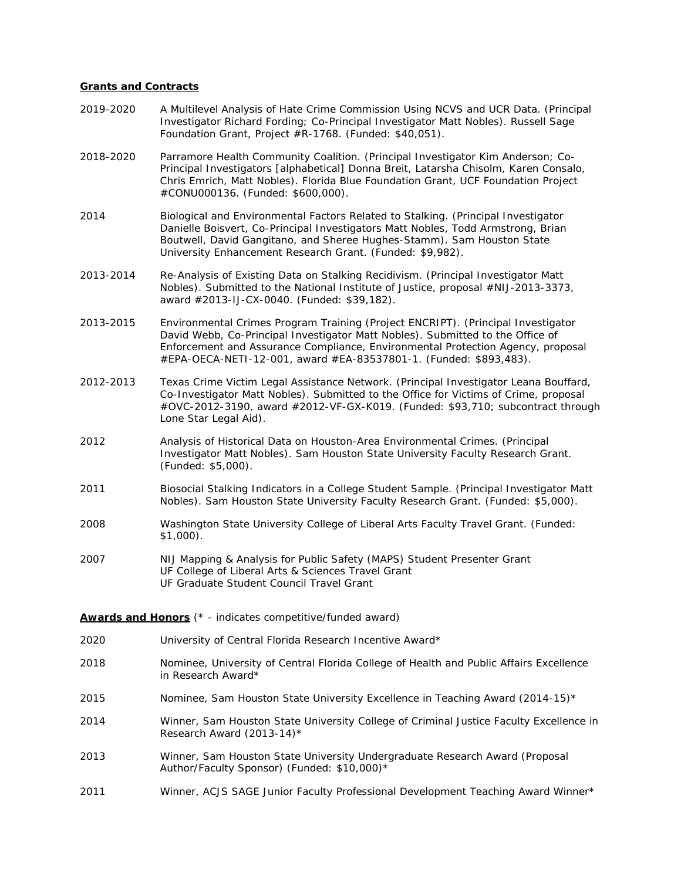**Grants and Contracts**

2019-2020 A Multilevel Analysis of Hate Crime Commission Using NCVS and UCR Data. (Principal Investigator Richard Fording; Co-Principal Investigator Matt Nobles). Russell Sage Foundation Grant, Project #R-1768. (Funded: $40,051).

2018-2020 Parramore Health Community Coalition. (Principal Investigator Kim Anderson; Co-Principal Investigators [alphabetical] Donna Breit, Latarsha Chisolm, Karen Consalo, Chris Emrich, Matt Nobles). Florida Blue Foundation Grant, UCF Foundation Project #CONU000136. (Funded: $600,000).

2014 Biological and Environmental Factors Related to Stalking. (Principal Investigator Danielle Boisvert, Co-Principal Investigators Matt Nobles, Todd Armstrong, Brian Boutwell, David Gangitano, and Sheree Hughes-Stamm). Sam Houston State University Enhancement Research Grant. (Funded: $9,982).

2013-2014 Re-Analysis of Existing Data on Stalking Recidivism. (Principal Investigator Matt Nobles). Submitted to the National Institute of Justice, proposal #NIJ-2013-3373, award #2013-IJ-CX-0040. (Funded: $39,182).

2013-2015 Environmental Crimes Program Training (Project ENCRIPT). (Principal Investigator David Webb, Co-Principal Investigator Matt Nobles). Submitted to the Office of Enforcement and Assurance Compliance, Environmental Protection Agency, proposal #EPA-OECA-NETI-12-001, award #EA-83537801-1. (Funded: $893,483).

2012-2013 Texas Crime Victim Legal Assistance Network. (Principal Investigator Leana Bouffard, Co-Investigator Matt Nobles). Submitted to the Office for Victims of Crime, proposal #OVC-2012-3190, award #2012-VF-GX-K019. (Funded: $93,710; subcontract through Lone Star Legal Aid).

2012 Analysis of Historical Data on Houston-Area Environmental Crimes. (Principal Investigator Matt Nobles). Sam Houston State University Faculty Research Grant. (Funded: $5,000).

2011 Biosocial Stalking Indicators in a College Student Sample. (Principal Investigator Matt Nobles). Sam Houston State University Faculty Research Grant. (Funded: $5,000).

2008 Washington State University College of Liberal Arts Faculty Travel Grant. (Funded: $1,000).

2007 NIJ Mapping & Analysis for Public Safety (MAPS) Student Presenter Grant
UF College of Liberal Arts & Sciences Travel Grant
UF Graduate Student Council Travel Grant

**Awards and Honors** (* - indicates competitive/funded award)

2020 University of Central Florida Research Incentive Award*

2018 Nominee, University of Central Florida College of Health and Public Affairs Excellence in Research Award*

2015 Nominee, Sam Houston State University Excellence in Teaching Award (2014-15)*

2014 Winner, Sam Houston State University College of Criminal Justice Faculty Excellence in Research Award (2013-14)*

2013 Winner, Sam Houston State University Undergraduate Research Award (Proposal Author/Faculty Sponsor) (Funded: $10,000)*

2011 Winner, ACJS SAGE Junior Faculty Professional Development Teaching Award Winner*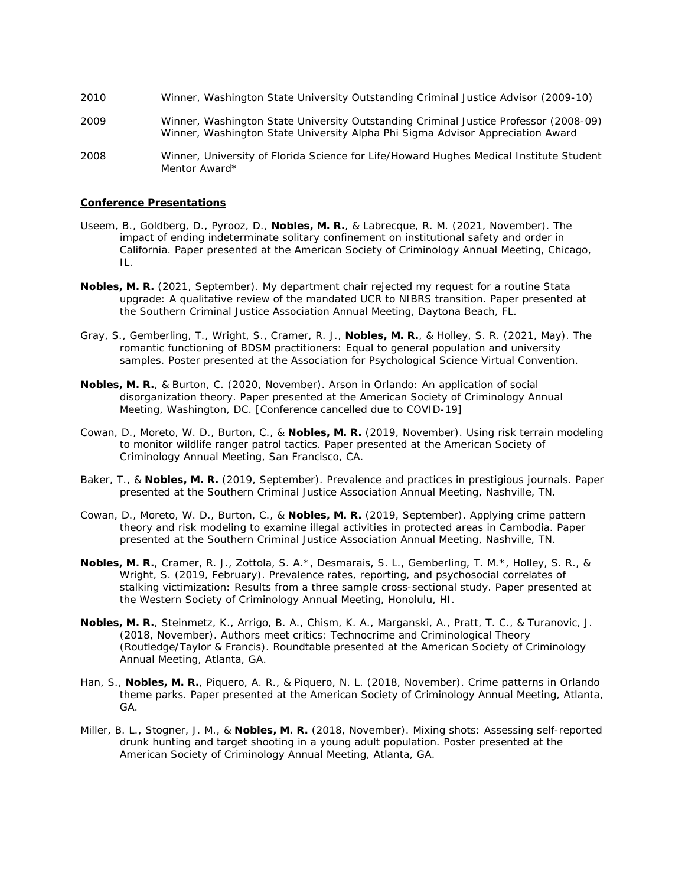2010 Winner, Washington State University Outstanding Criminal Justice Advisor (2009-10)

2009 Winner, Washington State University Outstanding Criminal Justice Professor (2008-09)
Winner, Washington State University Alpha Phi Sigma Advisor Appreciation Award

2008 Winner, University of Florida Science for Life/Howard Hughes Medical Institute Student Mentor Award*

**Conference Presentations**

Useem, B., Goldberg, D., Pyrooz, D., **Nobles, M. R.**, & Labrecque, R. M. (2021, November). The impact of ending indeterminate solitary confinement on institutional safety and order in California. Paper presented at the American Society of Criminology Annual Meeting, Chicago, IL.

**Nobles, M. R.** (2021, September). My department chair rejected my request for a routine Stata upgrade: A qualitative review of the mandated UCR to NIBRS transition. Paper presented at the Southern Criminal Justice Association Annual Meeting, Daytona Beach, FL.

Gray, S., Gemberling, T., Wright, S., Cramer, R. J., **Nobles, M. R.**, & Holley, S. R. (2021, May). The romantic functioning of BDSM practitioners: Equal to general population and university samples. Poster presented at the Association for Psychological Science Virtual Convention.

**Nobles, M. R.**, & Burton, C. (2020, November). Arson in Orlando: An application of social disorganization theory. Paper presented at the American Society of Criminology Annual Meeting, Washington, DC. [Conference cancelled due to COVID-19]

Cowan, D., Moreto, W. D., Burton, C., & **Nobles, M. R.** (2019, November). Using risk terrain modeling to monitor wildlife ranger patrol tactics. Paper presented at the American Society of Criminology Annual Meeting, San Francisco, CA.

Baker, T., & **Nobles, M. R.** (2019, September). Prevalence and practices in prestigious journals. Paper presented at the Southern Criminal Justice Association Annual Meeting, Nashville, TN.

Cowan, D., Moreto, W. D., Burton, C., & **Nobles, M. R.** (2019, September). Applying crime pattern theory and risk modeling to examine illegal activities in protected areas in Cambodia. Paper presented at the Southern Criminal Justice Association Annual Meeting, Nashville, TN.

**Nobles, M. R.**, Cramer, R. J., Zottola, S. A.*, Desmarais, S. L., Gemberling, T. M.*, Holley, S. R., & Wright, S. (2019, February). Prevalence rates, reporting, and psychosocial correlates of stalking victimization: Results from a three sample cross-sectional study. Paper presented at the Western Society of Criminology Annual Meeting, Honolulu, HI.

**Nobles, M. R.**, Steinmetz, K., Arrigo, B. A., Chism, K. A., Marganski, A., Pratt, T. C., & Turanovic, J. (2018, November). Authors meet critics: Technocrime and Criminological Theory (Routledge/Taylor & Francis). Roundtable presented at the American Society of Criminology Annual Meeting, Atlanta, GA.

Han, S., **Nobles, M. R.**, Piquero, A. R., & Piquero, N. L. (2018, November). Crime patterns in Orlando theme parks. Paper presented at the American Society of Criminology Annual Meeting, Atlanta, GA.

Miller, B. L., Stogner, J. M., & **Nobles, M. R.** (2018, November). Mixing shots: Assessing self-reported drunk hunting and target shooting in a young adult population. Poster presented at the American Society of Criminology Annual Meeting, Atlanta, GA.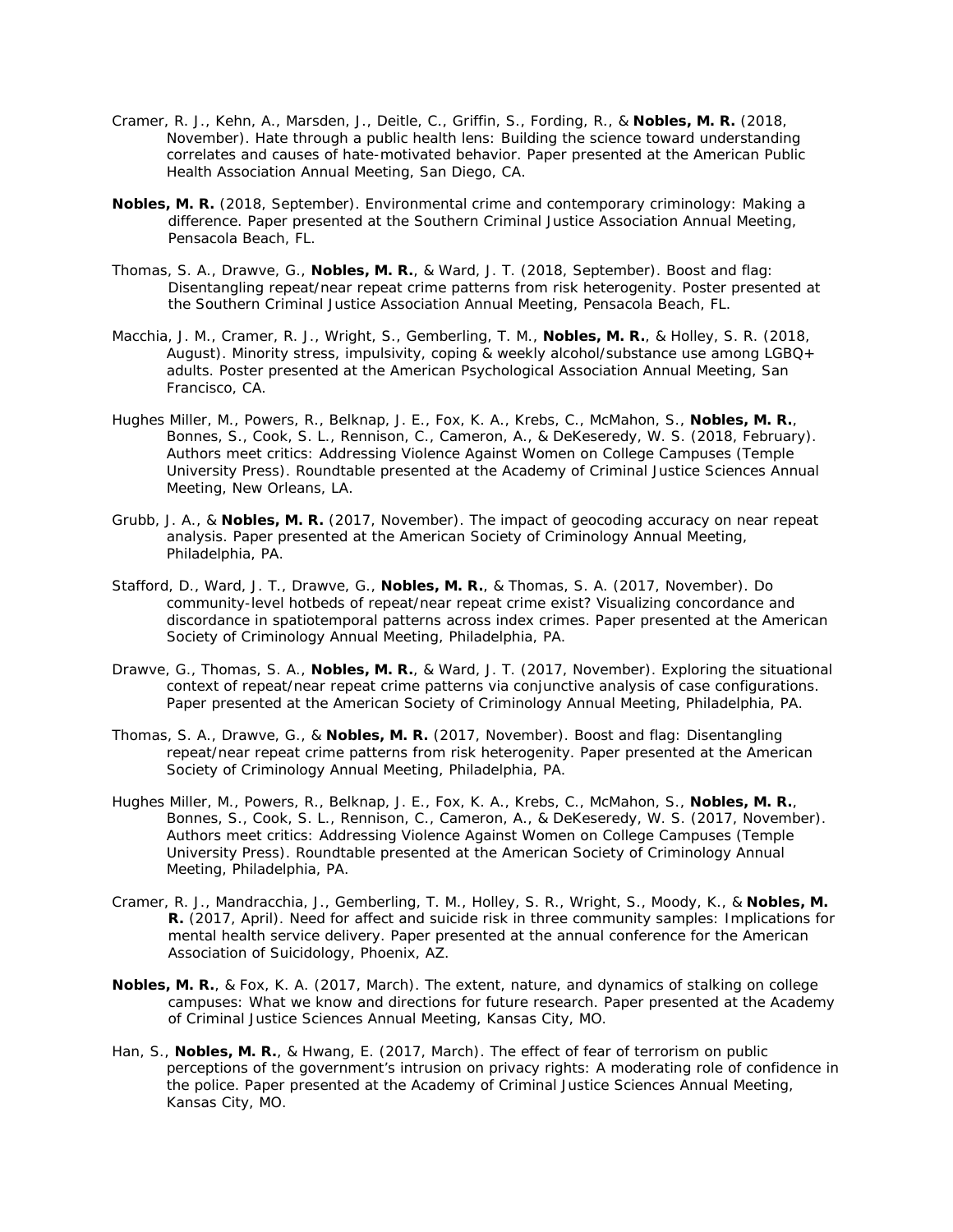Cramer, R. J., Kehn, A., Marsden, J., Deitle, C., Griffin, S., Fording, R., & **Nobles, M. R.** (2018, November). Hate through a public health lens: Building the science toward understanding correlates and causes of hate-motivated behavior. Paper presented at the American Public Health Association Annual Meeting, San Diego, CA.

**Nobles, M. R.** (2018, September). Environmental crime and contemporary criminology: Making a difference. Paper presented at the Southern Criminal Justice Association Annual Meeting, Pensacola Beach, FL.

Thomas, S. A., Drawve, G., **Nobles, M. R.**, & Ward, J. T. (2018, September). Boost and flag: Disentangling repeat/near repeat crime patterns from risk heterogenity. Poster presented at the Southern Criminal Justice Association Annual Meeting, Pensacola Beach, FL.

Macchia, J. M., Cramer, R. J., Wright, S., Gemberling, T. M., **Nobles, M. R.**, & Holley, S. R. (2018, August). Minority stress, impulsivity, coping & weekly alcohol/substance use among LGBQ+ adults. Poster presented at the American Psychological Association Annual Meeting, San Francisco, CA.

Hughes Miller, M., Powers, R., Belknap, J. E., Fox, K. A., Krebs, C., McMahon, S., **Nobles, M. R.**, Bonnes, S., Cook, S. L., Rennison, C., Cameron, A., & DeKeseredy, W. S. (2018, February). Authors meet critics: Addressing Violence Against Women on College Campuses (Temple University Press). Roundtable presented at the Academy of Criminal Justice Sciences Annual Meeting, New Orleans, LA.

Grubb, J. A., & **Nobles, M. R.** (2017, November). The impact of geocoding accuracy on near repeat analysis. Paper presented at the American Society of Criminology Annual Meeting, Philadelphia, PA.

Stafford, D., Ward, J. T., Drawve, G., **Nobles, M. R.**, & Thomas, S. A. (2017, November). Do community-level hotbeds of repeat/near repeat crime exist? Visualizing concordance and discordance in spatiotemporal patterns across index crimes. Paper presented at the American Society of Criminology Annual Meeting, Philadelphia, PA.

Drawve, G., Thomas, S. A., **Nobles, M. R.**, & Ward, J. T. (2017, November). Exploring the situational context of repeat/near repeat crime patterns via conjunctive analysis of case configurations. Paper presented at the American Society of Criminology Annual Meeting, Philadelphia, PA.

Thomas, S. A., Drawve, G., & **Nobles, M. R.** (2017, November). Boost and flag: Disentangling repeat/near repeat crime patterns from risk heterogenity. Paper presented at the American Society of Criminology Annual Meeting, Philadelphia, PA.

Hughes Miller, M., Powers, R., Belknap, J. E., Fox, K. A., Krebs, C., McMahon, S., **Nobles, M. R.**, Bonnes, S., Cook, S. L., Rennison, C., Cameron, A., & DeKeseredy, W. S. (2017, November). Authors meet critics: Addressing Violence Against Women on College Campuses (Temple University Press). Roundtable presented at the American Society of Criminology Annual Meeting, Philadelphia, PA.

Cramer, R. J., Mandracchia, J., Gemberling, T. M., Holley, S. R., Wright, S., Moody, K., & **Nobles, M. R.** (2017, April). Need for affect and suicide risk in three community samples: Implications for mental health service delivery. Paper presented at the annual conference for the American Association of Suicidology, Phoenix, AZ.

**Nobles, M. R.**, & Fox, K. A. (2017, March). The extent, nature, and dynamics of stalking on college campuses: What we know and directions for future research. Paper presented at the Academy of Criminal Justice Sciences Annual Meeting, Kansas City, MO.

Han, S., **Nobles, M. R.**, & Hwang, E. (2017, March). The effect of fear of terrorism on public perceptions of the government's intrusion on privacy rights: A moderating role of confidence in the police. Paper presented at the Academy of Criminal Justice Sciences Annual Meeting, Kansas City, MO.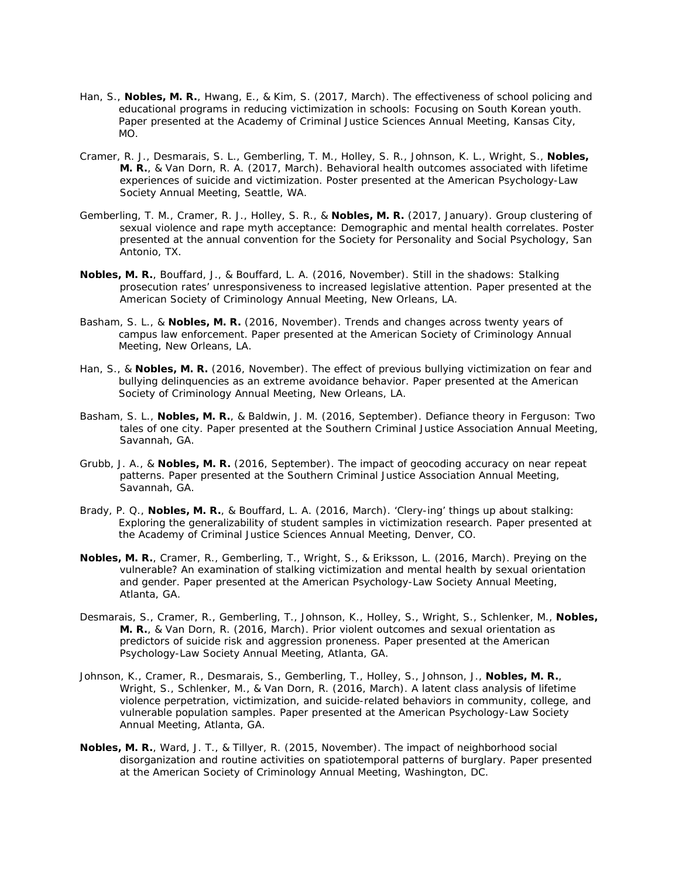Han, S., **Nobles, M. R.**, Hwang, E., & Kim, S. (2017, March). The effectiveness of school policing and educational programs in reducing victimization in schools: Focusing on South Korean youth. Paper presented at the Academy of Criminal Justice Sciences Annual Meeting, Kansas City, MO.

Cramer, R. J., Desmarais, S. L., Gemberling, T. M., Holley, S. R., Johnson, K. L., Wright, S., **Nobles, M. R.**, & Van Dorn, R. A. (2017, March). Behavioral health outcomes associated with lifetime experiences of suicide and victimization. Poster presented at the American Psychology-Law Society Annual Meeting, Seattle, WA.

Gemberling, T. M., Cramer, R. J., Holley, S. R., & **Nobles, M. R.** (2017, January). Group clustering of sexual violence and rape myth acceptance: Demographic and mental health correlates. Poster presented at the annual convention for the Society for Personality and Social Psychology, San Antonio, TX.

**Nobles, M. R.**, Bouffard, J., & Bouffard, L. A. (2016, November). Still in the shadows: Stalking prosecution rates' unresponsiveness to increased legislative attention. Paper presented at the American Society of Criminology Annual Meeting, New Orleans, LA.

Basham, S. L., & **Nobles, M. R.** (2016, November). Trends and changes across twenty years of campus law enforcement. Paper presented at the American Society of Criminology Annual Meeting, New Orleans, LA.

Han, S., & **Nobles, M. R.** (2016, November). The effect of previous bullying victimization on fear and bullying delinquencies as an extreme avoidance behavior. Paper presented at the American Society of Criminology Annual Meeting, New Orleans, LA.

Basham, S. L., **Nobles, M. R.**, & Baldwin, J. M. (2016, September). Defiance theory in Ferguson: Two tales of one city. Paper presented at the Southern Criminal Justice Association Annual Meeting, Savannah, GA.

Grubb, J. A., & **Nobles, M. R.** (2016, September). The impact of geocoding accuracy on near repeat patterns. Paper presented at the Southern Criminal Justice Association Annual Meeting, Savannah, GA.

Brady, P. Q., **Nobles, M. R.**, & Bouffard, L. A. (2016, March). 'Clery-ing' things up about stalking: Exploring the generalizability of student samples in victimization research. Paper presented at the Academy of Criminal Justice Sciences Annual Meeting, Denver, CO.

**Nobles, M. R.**, Cramer, R., Gemberling, T., Wright, S., & Eriksson, L. (2016, March). Preying on the vulnerable? An examination of stalking victimization and mental health by sexual orientation and gender. Paper presented at the American Psychology-Law Society Annual Meeting, Atlanta, GA.

Desmarais, S., Cramer, R., Gemberling, T., Johnson, K., Holley, S., Wright, S., Schlenker, M., **Nobles, M. R.**, & Van Dorn, R. (2016, March). Prior violent outcomes and sexual orientation as predictors of suicide risk and aggression proneness. Paper presented at the American Psychology-Law Society Annual Meeting, Atlanta, GA.

Johnson, K., Cramer, R., Desmarais, S., Gemberling, T., Holley, S., Johnson, J., **Nobles, M. R.**, Wright, S., Schlenker, M., & Van Dorn, R. (2016, March). A latent class analysis of lifetime violence perpetration, victimization, and suicide-related behaviors in community, college, and vulnerable population samples. Paper presented at the American Psychology-Law Society Annual Meeting, Atlanta, GA.

**Nobles, M. R.**, Ward, J. T., & Tillyer, R. (2015, November). The impact of neighborhood social disorganization and routine activities on spatiotemporal patterns of burglary. Paper presented at the American Society of Criminology Annual Meeting, Washington, DC.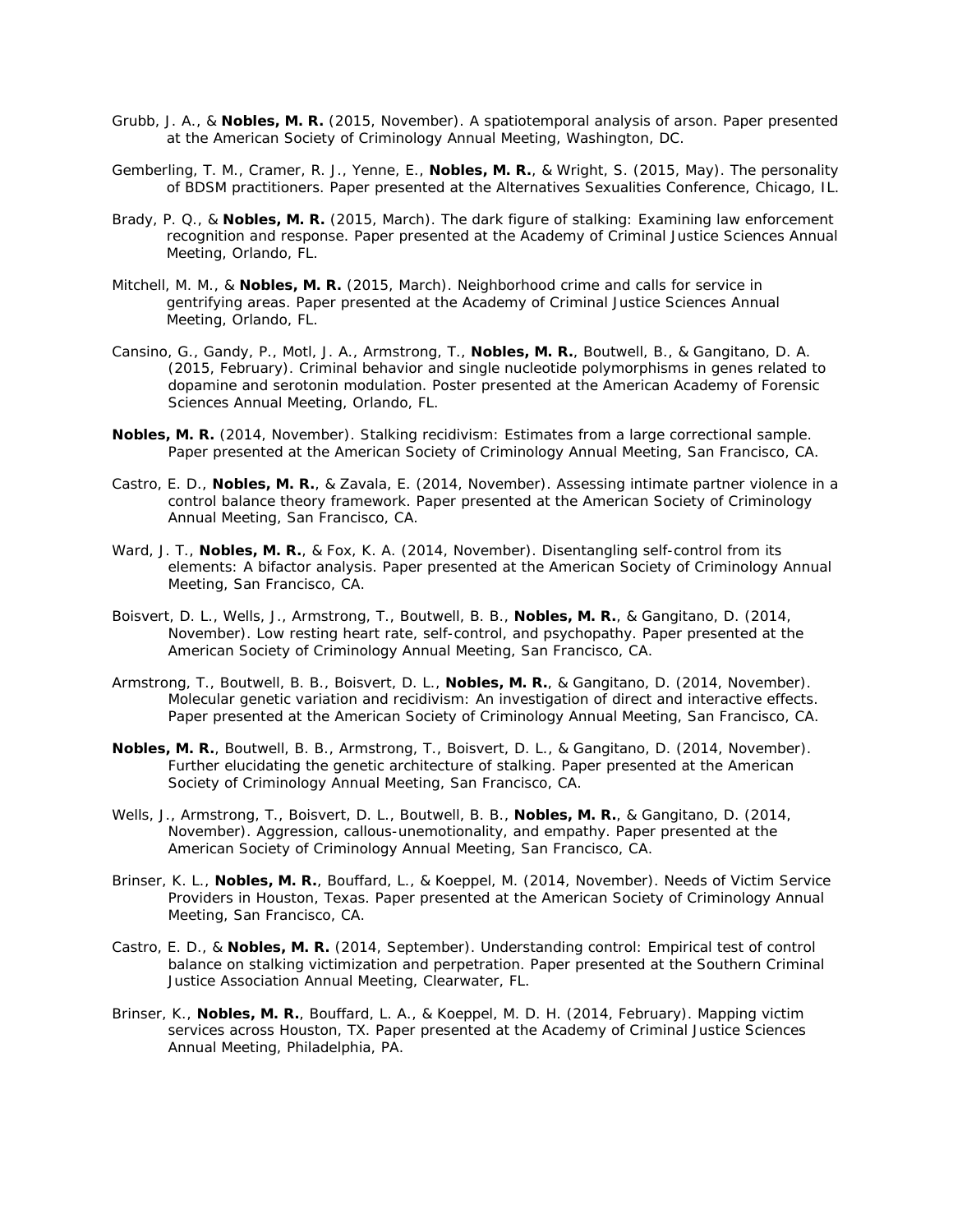Grubb, J. A., & **Nobles, M. R.** (2015, November). A spatiotemporal analysis of arson. Paper presented at the American Society of Criminology Annual Meeting, Washington, DC.

Gemberling, T. M., Cramer, R. J., Yenne, E., **Nobles, M. R.**, & Wright, S. (2015, May). The personality of BDSM practitioners. Paper presented at the Alternatives Sexualities Conference, Chicago, IL.

Brady, P. Q., & **Nobles, M. R.** (2015, March). The dark figure of stalking: Examining law enforcement recognition and response. Paper presented at the Academy of Criminal Justice Sciences Annual Meeting, Orlando, FL.

Mitchell, M. M., & **Nobles, M. R.** (2015, March). Neighborhood crime and calls for service in gentrifying areas. Paper presented at the Academy of Criminal Justice Sciences Annual Meeting, Orlando, FL.

Cansino, G., Gandy, P., Motl, J. A., Armstrong, T., **Nobles, M. R.**, Boutwell, B., & Gangitano, D. A. (2015, February). Criminal behavior and single nucleotide polymorphisms in genes related to dopamine and serotonin modulation. Poster presented at the American Academy of Forensic Sciences Annual Meeting, Orlando, FL.

**Nobles, M. R.** (2014, November). Stalking recidivism: Estimates from a large correctional sample. Paper presented at the American Society of Criminology Annual Meeting, San Francisco, CA.

Castro, E. D., **Nobles, M. R.**, & Zavala, E. (2014, November). Assessing intimate partner violence in a control balance theory framework. Paper presented at the American Society of Criminology Annual Meeting, San Francisco, CA.

Ward, J. T., **Nobles, M. R.**, & Fox, K. A. (2014, November). Disentangling self-control from its elements: A bifactor analysis. Paper presented at the American Society of Criminology Annual Meeting, San Francisco, CA.

Boisvert, D. L., Wells, J., Armstrong, T., Boutwell, B. B., **Nobles, M. R.**, & Gangitano, D. (2014, November). Low resting heart rate, self-control, and psychopathy. Paper presented at the American Society of Criminology Annual Meeting, San Francisco, CA.

Armstrong, T., Boutwell, B. B., Boisvert, D. L., **Nobles, M. R.**, & Gangitano, D. (2014, November). Molecular genetic variation and recidivism: An investigation of direct and interactive effects. Paper presented at the American Society of Criminology Annual Meeting, San Francisco, CA.

**Nobles, M. R.**, Boutwell, B. B., Armstrong, T., Boisvert, D. L., & Gangitano, D. (2014, November). Further elucidating the genetic architecture of stalking. Paper presented at the American Society of Criminology Annual Meeting, San Francisco, CA.

Wells, J., Armstrong, T., Boisvert, D. L., Boutwell, B. B., **Nobles, M. R.**, & Gangitano, D. (2014, November). Aggression, callous-unemotionality, and empathy. Paper presented at the American Society of Criminology Annual Meeting, San Francisco, CA.

Brinser, K. L., **Nobles, M. R.**, Bouffard, L., & Koeppel, M. (2014, November). Needs of Victim Service Providers in Houston, Texas. Paper presented at the American Society of Criminology Annual Meeting, San Francisco, CA.

Castro, E. D., & **Nobles, M. R.** (2014, September). Understanding control: Empirical test of control balance on stalking victimization and perpetration. Paper presented at the Southern Criminal Justice Association Annual Meeting, Clearwater, FL.

Brinser, K., **Nobles, M. R.**, Bouffard, L. A., & Koeppel, M. D. H. (2014, February). Mapping victim services across Houston, TX. Paper presented at the Academy of Criminal Justice Sciences Annual Meeting, Philadelphia, PA.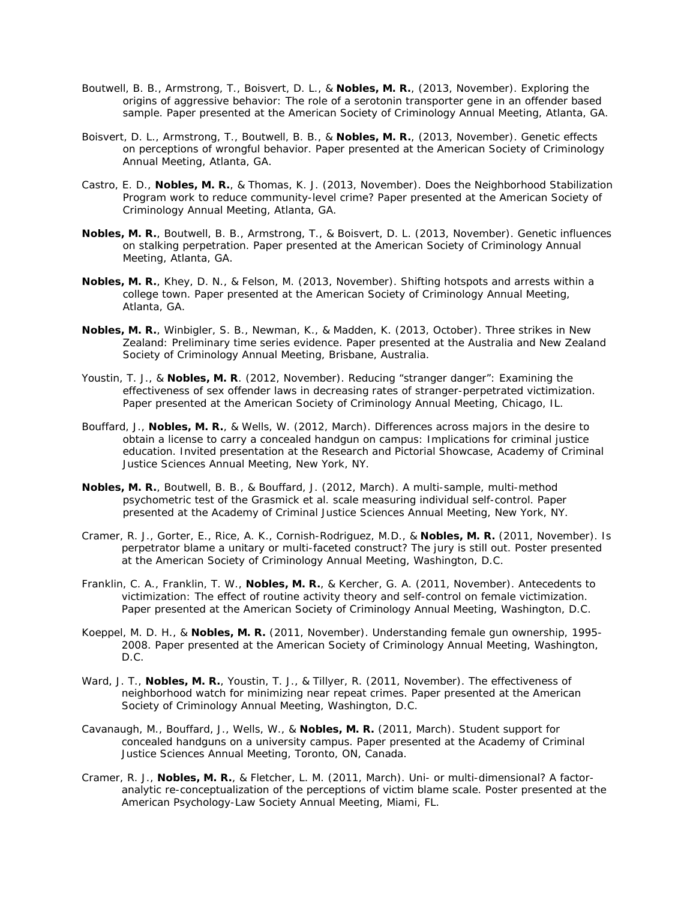Boutwell, B. B., Armstrong, T., Boisvert, D. L., & **Nobles, M. R.**, (2013, November). Exploring the origins of aggressive behavior: The role of a serotonin transporter gene in an offender based sample. Paper presented at the American Society of Criminology Annual Meeting, Atlanta, GA.

Boisvert, D. L., Armstrong, T., Boutwell, B. B., & **Nobles, M. R.**, (2013, November). Genetic effects on perceptions of wrongful behavior. Paper presented at the American Society of Criminology Annual Meeting, Atlanta, GA.

Castro, E. D., **Nobles, M. R.**, & Thomas, K. J. (2013, November). Does the Neighborhood Stabilization Program work to reduce community-level crime? Paper presented at the American Society of Criminology Annual Meeting, Atlanta, GA.

**Nobles, M. R.**, Boutwell, B. B., Armstrong, T., & Boisvert, D. L. (2013, November). Genetic influences on stalking perpetration. Paper presented at the American Society of Criminology Annual Meeting, Atlanta, GA.

**Nobles, M. R.**, Khey, D. N., & Felson, M. (2013, November). Shifting hotspots and arrests within a college town. Paper presented at the American Society of Criminology Annual Meeting, Atlanta, GA.

**Nobles, M. R.**, Winbigler, S. B., Newman, K., & Madden, K. (2013, October). Three strikes in New Zealand: Preliminary time series evidence. Paper presented at the Australia and New Zealand Society of Criminology Annual Meeting, Brisbane, Australia.

Youstin, T. J., & **Nobles, M. R**. (2012, November). Reducing "stranger danger": Examining the effectiveness of sex offender laws in decreasing rates of stranger-perpetrated victimization. Paper presented at the American Society of Criminology Annual Meeting, Chicago, IL.

Bouffard, J., **Nobles, M. R.**, & Wells, W. (2012, March). Differences across majors in the desire to obtain a license to carry a concealed handgun on campus: Implications for criminal justice education. Invited presentation at the Research and Pictorial Showcase, Academy of Criminal Justice Sciences Annual Meeting, New York, NY.

**Nobles, M. R.**, Boutwell, B. B., & Bouffard, J. (2012, March). A multi-sample, multi-method psychometric test of the Grasmick et al. scale measuring individual self-control. Paper presented at the Academy of Criminal Justice Sciences Annual Meeting, New York, NY.

Cramer, R. J., Gorter, E., Rice, A. K., Cornish-Rodriguez, M.D., & **Nobles, M. R.** (2011, November). Is perpetrator blame a unitary or multi-faceted construct? The jury is still out. Poster presented at the American Society of Criminology Annual Meeting, Washington, D.C.

Franklin, C. A., Franklin, T. W., **Nobles, M. R.**, & Kercher, G. A. (2011, November). Antecedents to victimization: The effect of routine activity theory and self-control on female victimization. Paper presented at the American Society of Criminology Annual Meeting, Washington, D.C.

Koeppel, M. D. H., & **Nobles, M. R.** (2011, November). Understanding female gun ownership, 1995-2008. Paper presented at the American Society of Criminology Annual Meeting, Washington, D.C.

Ward, J. T., **Nobles, M. R.**, Youstin, T. J., & Tillyer, R. (2011, November). The effectiveness of neighborhood watch for minimizing near repeat crimes. Paper presented at the American Society of Criminology Annual Meeting, Washington, D.C.

Cavanaugh, M., Bouffard, J., Wells, W., & **Nobles, M. R.** (2011, March). Student support for concealed handguns on a university campus. Paper presented at the Academy of Criminal Justice Sciences Annual Meeting, Toronto, ON, Canada.

Cramer, R. J., **Nobles, M. R.**, & Fletcher, L. M. (2011, March). Uni- or multi-dimensional? A factor-analytic re-conceptualization of the perceptions of victim blame scale. Poster presented at the American Psychology-Law Society Annual Meeting, Miami, FL.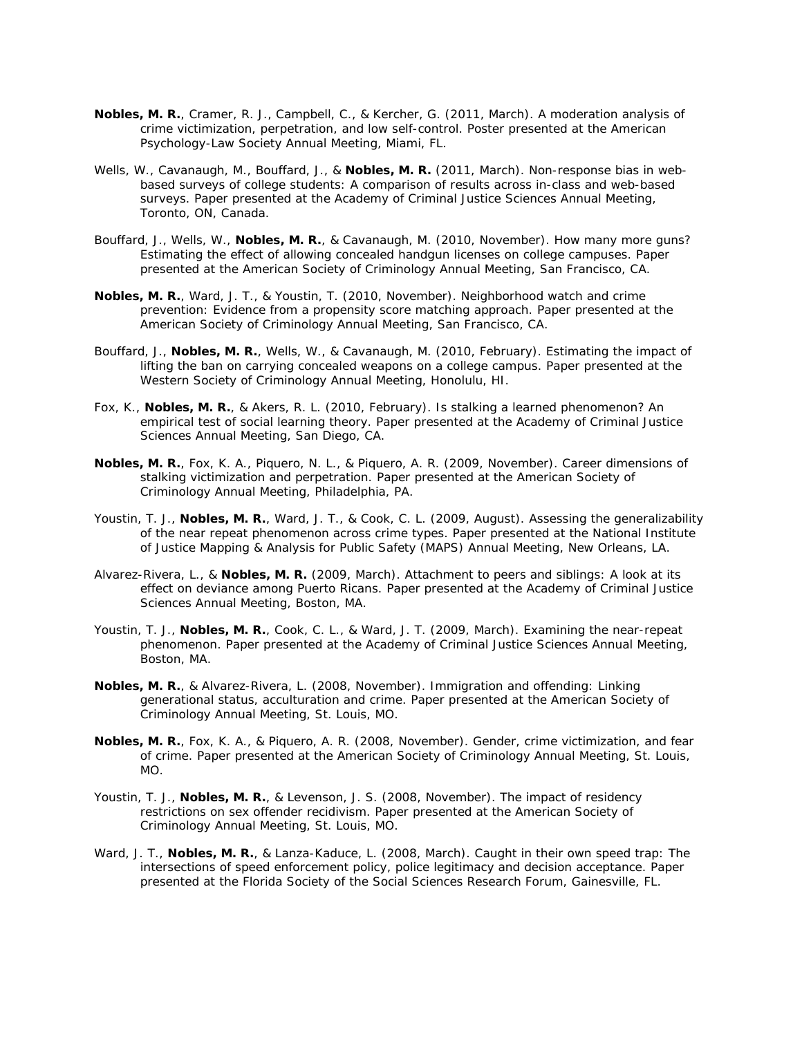**Nobles, M. R.**, Cramer, R. J., Campbell, C., & Kercher, G. (2011, March). A moderation analysis of crime victimization, perpetration, and low self-control. Poster presented at the American Psychology-Law Society Annual Meeting, Miami, FL.

Wells, W., Cavanaugh, M., Bouffard, J., & **Nobles, M. R.** (2011, March). Non-response bias in web-based surveys of college students: A comparison of results across in-class and web-based surveys. Paper presented at the Academy of Criminal Justice Sciences Annual Meeting, Toronto, ON, Canada.

Bouffard, J., Wells, W., **Nobles, M. R.**, & Cavanaugh, M. (2010, November). How many more guns? Estimating the effect of allowing concealed handgun licenses on college campuses. Paper presented at the American Society of Criminology Annual Meeting, San Francisco, CA.

**Nobles, M. R.**, Ward, J. T., & Youstin, T. (2010, November). Neighborhood watch and crime prevention: Evidence from a propensity score matching approach. Paper presented at the American Society of Criminology Annual Meeting, San Francisco, CA.

Bouffard, J., **Nobles, M. R.**, Wells, W., & Cavanaugh, M. (2010, February). Estimating the impact of lifting the ban on carrying concealed weapons on a college campus. Paper presented at the Western Society of Criminology Annual Meeting, Honolulu, HI.

Fox, K., **Nobles, M. R.**, & Akers, R. L. (2010, February). Is stalking a learned phenomenon? An empirical test of social learning theory. Paper presented at the Academy of Criminal Justice Sciences Annual Meeting, San Diego, CA.

**Nobles, M. R.**, Fox, K. A., Piquero, N. L., & Piquero, A. R. (2009, November). Career dimensions of stalking victimization and perpetration. Paper presented at the American Society of Criminology Annual Meeting, Philadelphia, PA.

Youstin, T. J., **Nobles, M. R.**, Ward, J. T., & Cook, C. L. (2009, August). Assessing the generalizability of the near repeat phenomenon across crime types. Paper presented at the National Institute of Justice Mapping & Analysis for Public Safety (MAPS) Annual Meeting, New Orleans, LA.

Alvarez-Rivera, L., & **Nobles, M. R.** (2009, March). Attachment to peers and siblings: A look at its effect on deviance among Puerto Ricans. Paper presented at the Academy of Criminal Justice Sciences Annual Meeting, Boston, MA.

Youstin, T. J., **Nobles, M. R.**, Cook, C. L., & Ward, J. T. (2009, March). Examining the near-repeat phenomenon. Paper presented at the Academy of Criminal Justice Sciences Annual Meeting, Boston, MA.

**Nobles, M. R.**, & Alvarez-Rivera, L. (2008, November). Immigration and offending: Linking generational status, acculturation and crime. Paper presented at the American Society of Criminology Annual Meeting, St. Louis, MO.

**Nobles, M. R.**, Fox, K. A., & Piquero, A. R. (2008, November). Gender, crime victimization, and fear of crime. Paper presented at the American Society of Criminology Annual Meeting, St. Louis, MO.

Youstin, T. J., **Nobles, M. R.**, & Levenson, J. S. (2008, November). The impact of residency restrictions on sex offender recidivism. Paper presented at the American Society of Criminology Annual Meeting, St. Louis, MO.

Ward, J. T., **Nobles, M. R.**, & Lanza-Kaduce, L. (2008, March). Caught in their own speed trap: The intersections of speed enforcement policy, police legitimacy and decision acceptance. Paper presented at the Florida Society of the Social Sciences Research Forum, Gainesville, FL.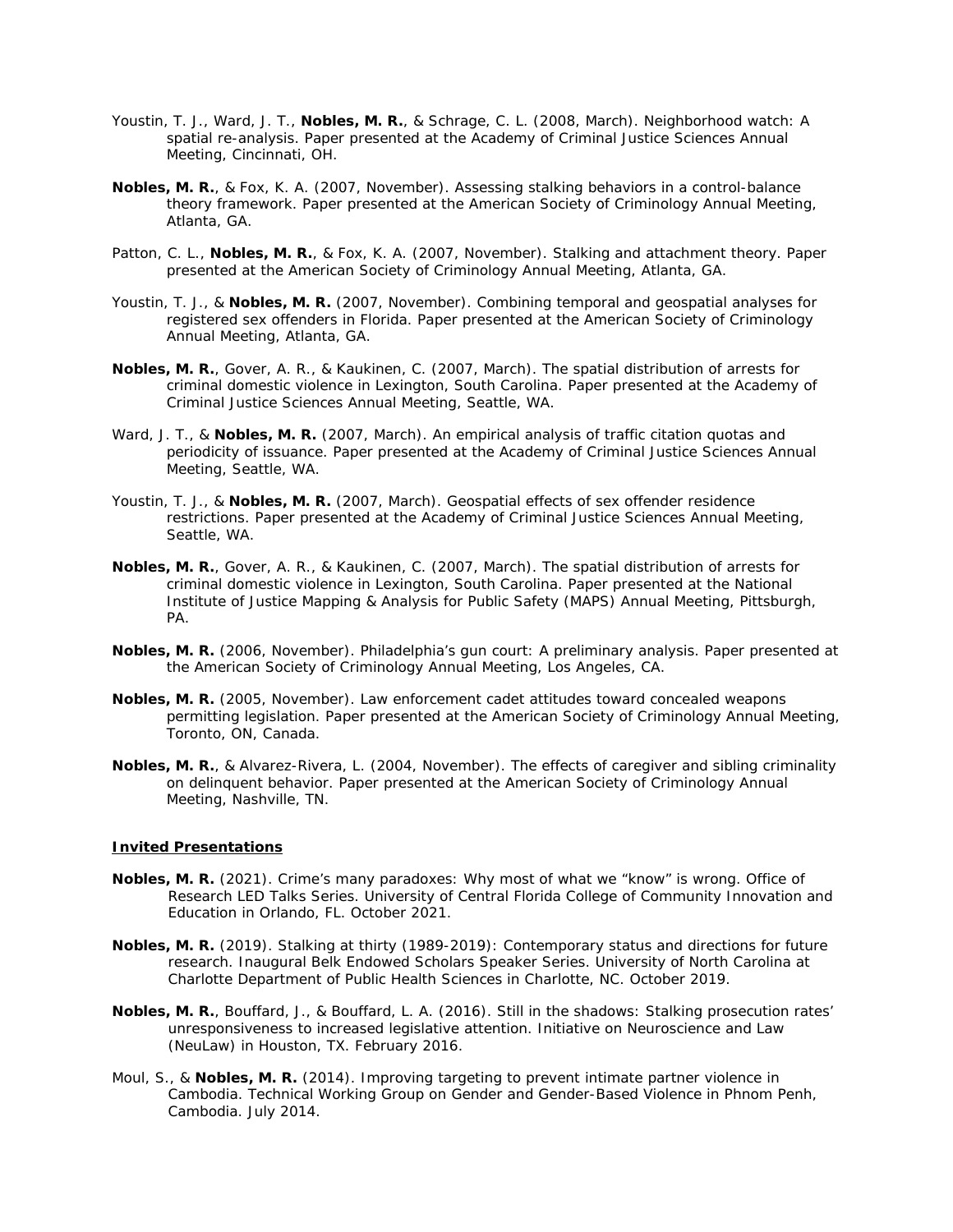Youstin, T. J., Ward, J. T., **Nobles, M. R.**, & Schrage, C. L. (2008, March). Neighborhood watch: A spatial re-analysis. Paper presented at the Academy of Criminal Justice Sciences Annual Meeting, Cincinnati, OH.

**Nobles, M. R.**, & Fox, K. A. (2007, November). Assessing stalking behaviors in a control-balance theory framework. Paper presented at the American Society of Criminology Annual Meeting, Atlanta, GA.

Patton, C. L., **Nobles, M. R.**, & Fox, K. A. (2007, November). Stalking and attachment theory. Paper presented at the American Society of Criminology Annual Meeting, Atlanta, GA.

Youstin, T. J., & **Nobles, M. R.** (2007, November). Combining temporal and geospatial analyses for registered sex offenders in Florida. Paper presented at the American Society of Criminology Annual Meeting, Atlanta, GA.

**Nobles, M. R.**, Gover, A. R., & Kaukinen, C. (2007, March). The spatial distribution of arrests for criminal domestic violence in Lexington, South Carolina. Paper presented at the Academy of Criminal Justice Sciences Annual Meeting, Seattle, WA.

Ward, J. T., & **Nobles, M. R.** (2007, March). An empirical analysis of traffic citation quotas and periodicity of issuance. Paper presented at the Academy of Criminal Justice Sciences Annual Meeting, Seattle, WA.

Youstin, T. J., & **Nobles, M. R.** (2007, March). Geospatial effects of sex offender residence restrictions. Paper presented at the Academy of Criminal Justice Sciences Annual Meeting, Seattle, WA.

**Nobles, M. R.**, Gover, A. R., & Kaukinen, C. (2007, March). The spatial distribution of arrests for criminal domestic violence in Lexington, South Carolina. Paper presented at the National Institute of Justice Mapping & Analysis for Public Safety (MAPS) Annual Meeting, Pittsburgh, PA.

**Nobles, M. R.** (2006, November). Philadelphia's gun court: A preliminary analysis. Paper presented at the American Society of Criminology Annual Meeting, Los Angeles, CA.

**Nobles, M. R.** (2005, November). Law enforcement cadet attitudes toward concealed weapons permitting legislation. Paper presented at the American Society of Criminology Annual Meeting, Toronto, ON, Canada.

**Nobles, M. R.**, & Alvarez-Rivera, L. (2004, November). The effects of caregiver and sibling criminality on delinquent behavior. Paper presented at the American Society of Criminology Annual Meeting, Nashville, TN.

## Invited Presentations

**Nobles, M. R.** (2021). Crime's many paradoxes: Why most of what we "know" is wrong. Office of Research LED Talks Series. University of Central Florida College of Community Innovation and Education in Orlando, FL. October 2021.

**Nobles, M. R.** (2019). Stalking at thirty (1989-2019): Contemporary status and directions for future research. Inaugural Belk Endowed Scholars Speaker Series. University of North Carolina at Charlotte Department of Public Health Sciences in Charlotte, NC. October 2019.

**Nobles, M. R.**, Bouffard, J., & Bouffard, L. A. (2016). Still in the shadows: Stalking prosecution rates' unresponsiveness to increased legislative attention. Initiative on Neuroscience and Law (NeuLaw) in Houston, TX. February 2016.

Moul, S., & **Nobles, M. R.** (2014). Improving targeting to prevent intimate partner violence in Cambodia. Technical Working Group on Gender and Gender-Based Violence in Phnom Penh, Cambodia. July 2014.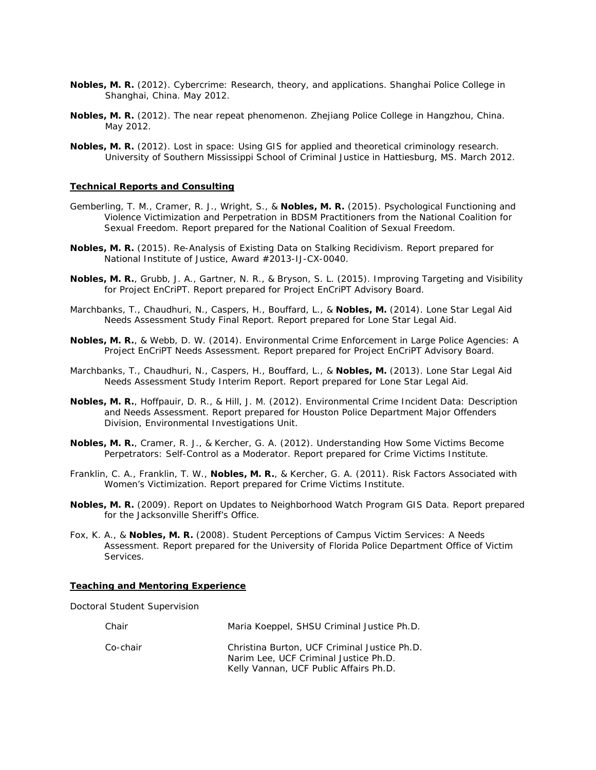**Nobles, M. R.** (2012). Cybercrime: Research, theory, and applications. Shanghai Police College in Shanghai, China. May 2012.

**Nobles, M. R.** (2012). The near repeat phenomenon. Zhejiang Police College in Hangzhou, China. May 2012.

**Nobles, M. R.** (2012). Lost in space: Using GIS for applied and theoretical criminology research. University of Southern Mississippi School of Criminal Justice in Hattiesburg, MS. March 2012.

## Technical Reports and Consulting

Gemberling, T. M., Cramer, R. J., Wright, S., & **Nobles, M. R.** (2015). Psychological Functioning and Violence Victimization and Perpetration in BDSM Practitioners from the National Coalition for Sexual Freedom. Report prepared for the National Coalition of Sexual Freedom.

**Nobles, M. R.** (2015). Re-Analysis of Existing Data on Stalking Recidivism. Report prepared for National Institute of Justice, Award #2013-IJ-CX-0040.

**Nobles, M. R.**, Grubb, J. A., Gartner, N. R., & Bryson, S. L. (2015). Improving Targeting and Visibility for Project EnCriPT. Report prepared for Project EnCriPT Advisory Board.

Marchbanks, T., Chaudhuri, N., Caspers, H., Bouffard, L., & **Nobles, M.** (2014). Lone Star Legal Aid Needs Assessment Study Final Report. Report prepared for Lone Star Legal Aid.

**Nobles, M. R.**, & Webb, D. W. (2014). Environmental Crime Enforcement in Large Police Agencies: A Project EnCriPT Needs Assessment. Report prepared for Project EnCriPT Advisory Board.

Marchbanks, T., Chaudhuri, N., Caspers, H., Bouffard, L., & **Nobles, M.** (2013). Lone Star Legal Aid Needs Assessment Study Interim Report. Report prepared for Lone Star Legal Aid.

**Nobles, M. R.**, Hoffpauir, D. R., & Hill, J. M. (2012). Environmental Crime Incident Data: Description and Needs Assessment. Report prepared for Houston Police Department Major Offenders Division, Environmental Investigations Unit.

**Nobles, M. R.**, Cramer, R. J., & Kercher, G. A. (2012). Understanding How Some Victims Become Perpetrators: Self-Control as a Moderator. Report prepared for Crime Victims Institute.

Franklin, C. A., Franklin, T. W., **Nobles, M. R.**, & Kercher, G. A. (2011). Risk Factors Associated with Women's Victimization. Report prepared for Crime Victims Institute.

**Nobles, M. R.** (2009). Report on Updates to Neighborhood Watch Program GIS Data. Report prepared for the Jacksonville Sheriff's Office.

Fox, K. A., & **Nobles, M. R.** (2008). Student Perceptions of Campus Victim Services: A Needs Assessment. Report prepared for the University of Florida Police Department Office of Victim Services.

## Teaching and Mentoring Experience

Doctoral Student Supervision

| | |
|---|---|
| Chair | Maria Koeppel, SHSU Criminal Justice Ph.D. |
| Co-chair | Christina Burton, UCF Criminal Justice Ph.D.<br>Narim Lee, UCF Criminal Justice Ph.D.<br>Kelly Vannan, UCF Public Affairs Ph.D. |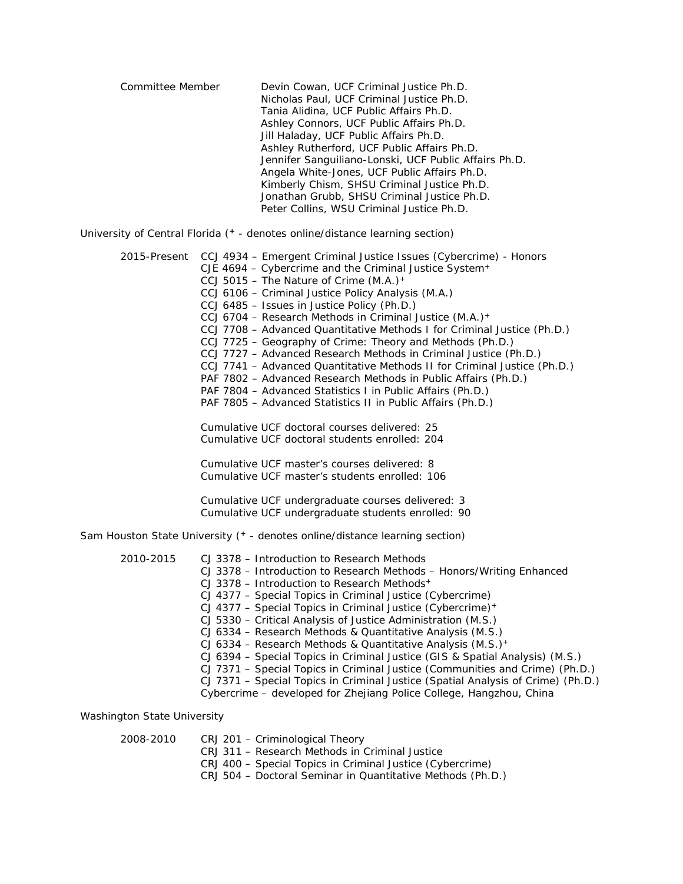Committee Member

- Devin Cowan, UCF Criminal Justice Ph.D.
- Nicholas Paul, UCF Criminal Justice Ph.D.
- Tania Alidina, UCF Public Affairs Ph.D.
- Ashley Connors, UCF Public Affairs Ph.D.
- Jill Haladay, UCF Public Affairs Ph.D.
- Ashley Rutherford, UCF Public Affairs Ph.D.
- Jennifer Sanguiliano-Lonski, UCF Public Affairs Ph.D.
- Angela White-Jones, UCF Public Affairs Ph.D.
- Kimberly Chism, SHSU Criminal Justice Ph.D.
- Jonathan Grubb, SHSU Criminal Justice Ph.D.
- Peter Collins, WSU Criminal Justice Ph.D.

University of Central Florida (+ - denotes online/distance learning section)

2015-Present

- CCJ 4934 – Emergent Criminal Justice Issues (Cybercrime) - Honors
- CJE 4694 – Cybercrime and the Criminal Justice System+
- CCJ 5015 – The Nature of Crime (M.A.)+
- CCJ 6106 – Criminal Justice Policy Analysis (M.A.)
- CCJ 6485 – Issues in Justice Policy (Ph.D.)
- CCJ 6704 – Research Methods in Criminal Justice (M.A.)+
- CCJ 7708 – Advanced Quantitative Methods I for Criminal Justice (Ph.D.)
- CCJ 7725 – Geography of Crime: Theory and Methods (Ph.D.)
- CCJ 7727 – Advanced Research Methods in Criminal Justice (Ph.D.)
- CCJ 7741 – Advanced Quantitative Methods II for Criminal Justice (Ph.D.)
- PAF 7802 – Advanced Research Methods in Public Affairs (Ph.D.)
- PAF 7804 – Advanced Statistics I in Public Affairs (Ph.D.)
- PAF 7805 – Advanced Statistics II in Public Affairs (Ph.D.)

Cumulative UCF doctoral courses delivered: 25
Cumulative UCF doctoral students enrolled: 204

Cumulative UCF master's courses delivered: 8
Cumulative UCF master's students enrolled: 106

Cumulative UCF undergraduate courses delivered: 3
Cumulative UCF undergraduate students enrolled: 90

Sam Houston State University (+ - denotes online/distance learning section)

2010-2015

- CJ 3378 – Introduction to Research Methods
- CJ 3378 – Introduction to Research Methods – Honors/Writing Enhanced
- CJ 3378 – Introduction to Research Methods+
- CJ 4377 – Special Topics in Criminal Justice (Cybercrime)
- CJ 4377 – Special Topics in Criminal Justice (Cybercrime)+
- CJ 5330 – Critical Analysis of Justice Administration (M.S.)
- CJ 6334 – Research Methods & Quantitative Analysis (M.S.)
- CJ 6334 – Research Methods & Quantitative Analysis (M.S.)+
- CJ 6394 – Special Topics in Criminal Justice (GIS & Spatial Analysis) (M.S.)
- CJ 7371 – Special Topics in Criminal Justice (Communities and Crime) (Ph.D.)
- CJ 7371 – Special Topics in Criminal Justice (Spatial Analysis of Crime) (Ph.D.)
- Cybercrime – developed for Zhejiang Police College, Hangzhou, China

Washington State University

2008-2010

- CRJ 201 – Criminological Theory
- CRJ 311 – Research Methods in Criminal Justice
- CRJ 400 – Special Topics in Criminal Justice (Cybercrime)
- CRJ 504 – Doctoral Seminar in Quantitative Methods (Ph.D.)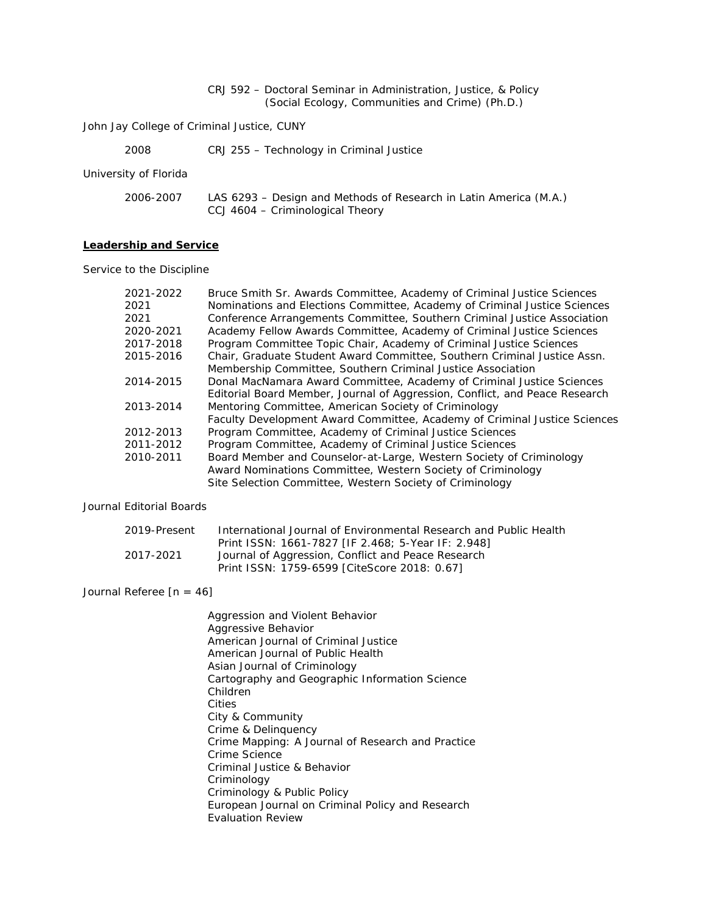CRJ 592 – Doctoral Seminar in Administration, Justice, & Policy (Social Ecology, Communities and Crime) (Ph.D.)

John Jay College of Criminal Justice, CUNY

2008 CRJ 255 – Technology in Criminal Justice

University of Florida

2006-2007 LAS 6293 – Design and Methods of Research in Latin America (M.A.)
CCJ 4604 – Criminological Theory

**Leadership and Service**

Service to the Discipline

| | |
|---|---|
| 2021-2022 | Bruce Smith Sr. Awards Committee, Academy of Criminal Justice Sciences |
| 2021 | Nominations and Elections Committee, Academy of Criminal Justice Sciences |
| 2021 | Conference Arrangements Committee, Southern Criminal Justice Association |
| 2020-2021 | Academy Fellow Awards Committee, Academy of Criminal Justice Sciences |
| 2017-2018 | Program Committee Topic Chair, Academy of Criminal Justice Sciences |
| 2015-2016 | Chair, Graduate Student Award Committee, Southern Criminal Justice Assn. |
| | Membership Committee, Southern Criminal Justice Association |
| 2014-2015 | Donal MacNamara Award Committee, Academy of Criminal Justice Sciences |
| | Editorial Board Member, Journal of Aggression, Conflict, and Peace Research |
| 2013-2014 | Mentoring Committee, American Society of Criminology |
| | Faculty Development Award Committee, Academy of Criminal Justice Sciences |
| 2012-2013 | Program Committee, Academy of Criminal Justice Sciences |
| 2011-2012 | Program Committee, Academy of Criminal Justice Sciences |
| 2010-2011 | Board Member and Counselor-at-Large, Western Society of Criminology |
| | Award Nominations Committee, Western Society of Criminology |
| | Site Selection Committee, Western Society of Criminology |

Journal Editorial Boards

| | |
|---|---|
| 2019-Present | International Journal of Environmental Research and Public Health<br>Print ISSN: 1661-7827 [IF 2.468; 5-Year IF: 2.948] |
| 2017-2021 | Journal of Aggression, Conflict and Peace Research<br>Print ISSN: 1759-6599 [CiteScore 2018: 0.67] |

Journal Referee [n = 46]

Aggression and Violent Behavior
Aggressive Behavior
American Journal of Criminal Justice
American Journal of Public Health
Asian Journal of Criminology
Cartography and Geographic Information Science
Children
Cities
City & Community
Crime & Delinquency
Crime Mapping: A Journal of Research and Practice
Crime Science
Criminal Justice & Behavior
Criminology
Criminology & Public Policy
European Journal on Criminal Policy and Research
Evaluation Review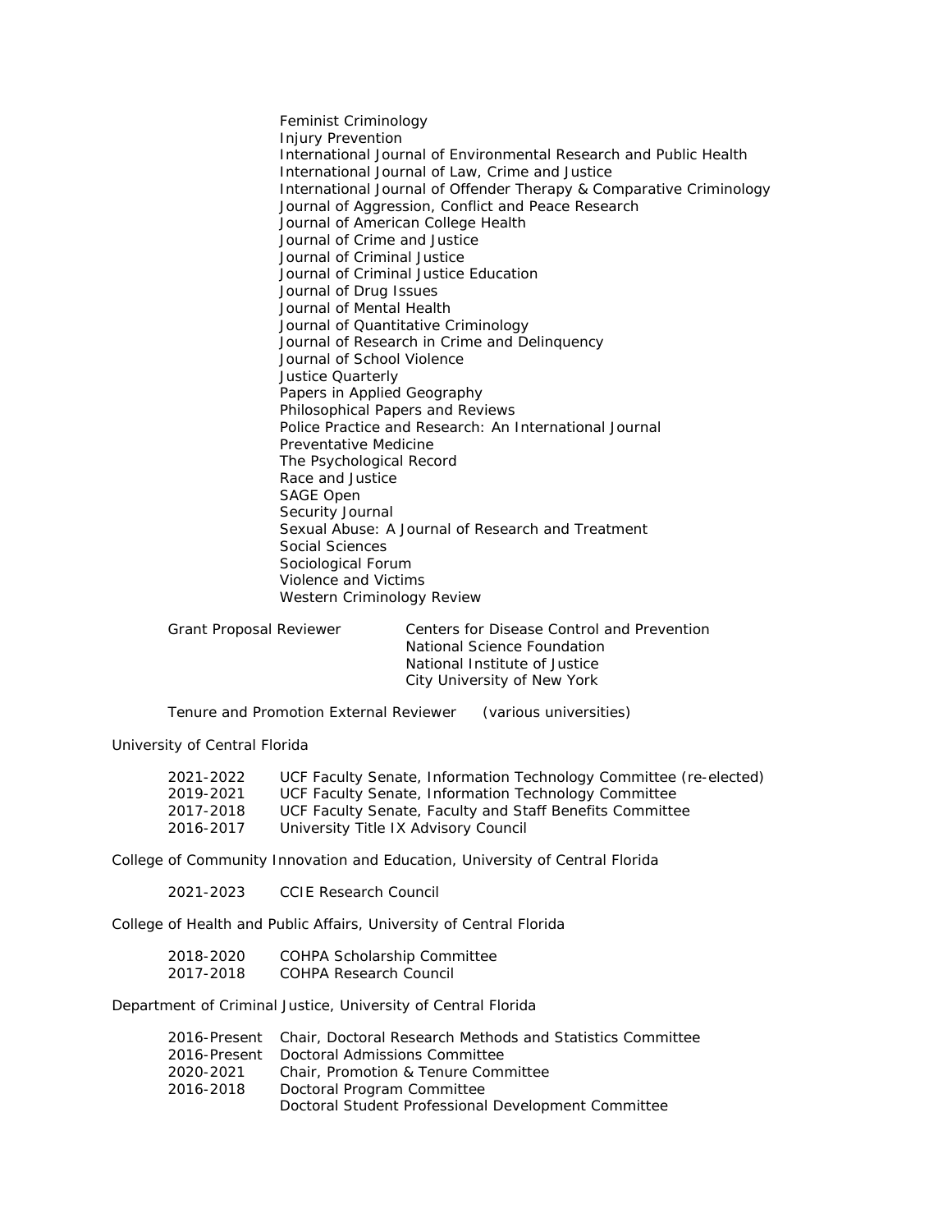Feminist Criminology
Injury Prevention
International Journal of Environmental Research and Public Health
International Journal of Law, Crime and Justice
International Journal of Offender Therapy & Comparative Criminology
Journal of Aggression, Conflict and Peace Research
Journal of American College Health
Journal of Crime and Justice
Journal of Criminal Justice
Journal of Criminal Justice Education
Journal of Drug Issues
Journal of Mental Health
Journal of Quantitative Criminology
Journal of Research in Crime and Delinquency
Journal of School Violence
Justice Quarterly
Papers in Applied Geography
Philosophical Papers and Reviews
Police Practice and Research: An International Journal
Preventative Medicine
The Psychological Record
Race and Justice
SAGE Open
Security Journal
Sexual Abuse: A Journal of Research and Treatment
Social Sciences
Sociological Forum
Violence and Victims
Western Criminology Review

Grant Proposal Reviewer
- Centers for Disease Control and Prevention
- National Science Foundation
- National Institute of Justice
- City University of New York

Tenure and Promotion External Reviewer (various universities)

University of Central Florida

- 2021-2022 UCF Faculty Senate, Information Technology Committee (re-elected)
- 2019-2021 UCF Faculty Senate, Information Technology Committee
- 2017-2018 UCF Faculty Senate, Faculty and Staff Benefits Committee
- 2016-2017 University Title IX Advisory Council

College of Community Innovation and Education, University of Central Florida

- 2021-2023 CCIE Research Council

College of Health and Public Affairs, University of Central Florida

- 2018-2020 COHPA Scholarship Committee
- 2017-2018 COHPA Research Council

Department of Criminal Justice, University of Central Florida

- 2016-Present Chair, Doctoral Research Methods and Statistics Committee
- 2016-Present Doctoral Admissions Committee
- 2020-2021 Chair, Promotion & Tenure Committee
- 2016-2018 Doctoral Program Committee
  Doctoral Student Professional Development Committee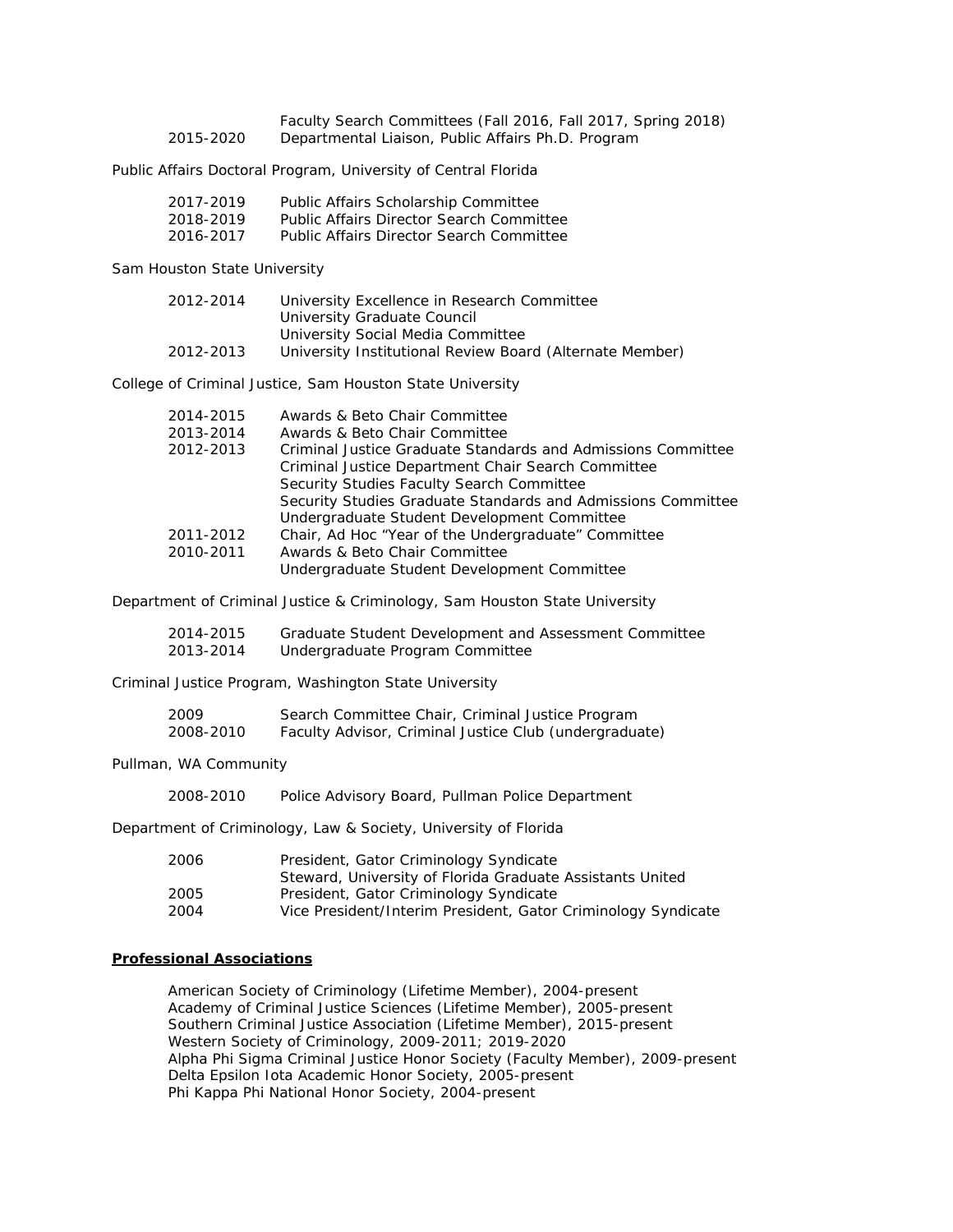| | |
|---|---|
| | Faculty Search Committees (Fall 2016, Fall 2017, Spring 2018) |
| 2015-2020 | Departmental Liaison, Public Affairs Ph.D. Program |

Public Affairs Doctoral Program, University of Central Florida

| | |
|---|---|
| 2017-2019 | Public Affairs Scholarship Committee |
| 2018-2019 | Public Affairs Director Search Committee |
| 2016-2017 | Public Affairs Director Search Committee |

Sam Houston State University

| | |
|---|---|
| 2012-2014 | University Excellence in Research Committee |
| | University Graduate Council |
| | University Social Media Committee |
| 2012-2013 | University Institutional Review Board (Alternate Member) |

College of Criminal Justice, Sam Houston State University

| | |
|---|---|
| 2014-2015 | Awards & Beto Chair Committee |
| 2013-2014 | Awards & Beto Chair Committee |
| 2012-2013 | Criminal Justice Graduate Standards and Admissions Committee |
| | Criminal Justice Department Chair Search Committee |
| | Security Studies Faculty Search Committee |
| | Security Studies Graduate Standards and Admissions Committee |
| | Undergraduate Student Development Committee |
| 2011-2012 | Chair, Ad Hoc "Year of the Undergraduate" Committee |
| 2010-2011 | Awards & Beto Chair Committee |
| | Undergraduate Student Development Committee |

Department of Criminal Justice & Criminology, Sam Houston State University

| | |
|---|---|
| 2014-2015 | Graduate Student Development and Assessment Committee |
| 2013-2014 | Undergraduate Program Committee |

Criminal Justice Program, Washington State University

| | |
|---|---|
| 2009 | Search Committee Chair, Criminal Justice Program |
| 2008-2010 | Faculty Advisor, Criminal Justice Club (undergraduate) |

Pullman, WA Community

| | |
|---|---|
| 2008-2010 | Police Advisory Board, Pullman Police Department |

Department of Criminology, Law & Society, University of Florida

| | |
|---|---|
| 2006 | President, Gator Criminology Syndicate |
| | Steward, University of Florida Graduate Assistants United |
| 2005 | President, Gator Criminology Syndicate |
| 2004 | Vice President/Interim President, Gator Criminology Syndicate |

**Professional Associations**

American Society of Criminology (Lifetime Member), 2004-present
Academy of Criminal Justice Sciences (Lifetime Member), 2005-present
Southern Criminal Justice Association (Lifetime Member), 2015-present
Western Society of Criminology, 2009-2011; 2019-2020
Alpha Phi Sigma Criminal Justice Honor Society (Faculty Member), 2009-present
Delta Epsilon Iota Academic Honor Society, 2005-present
Phi Kappa Phi National Honor Society, 2004-present